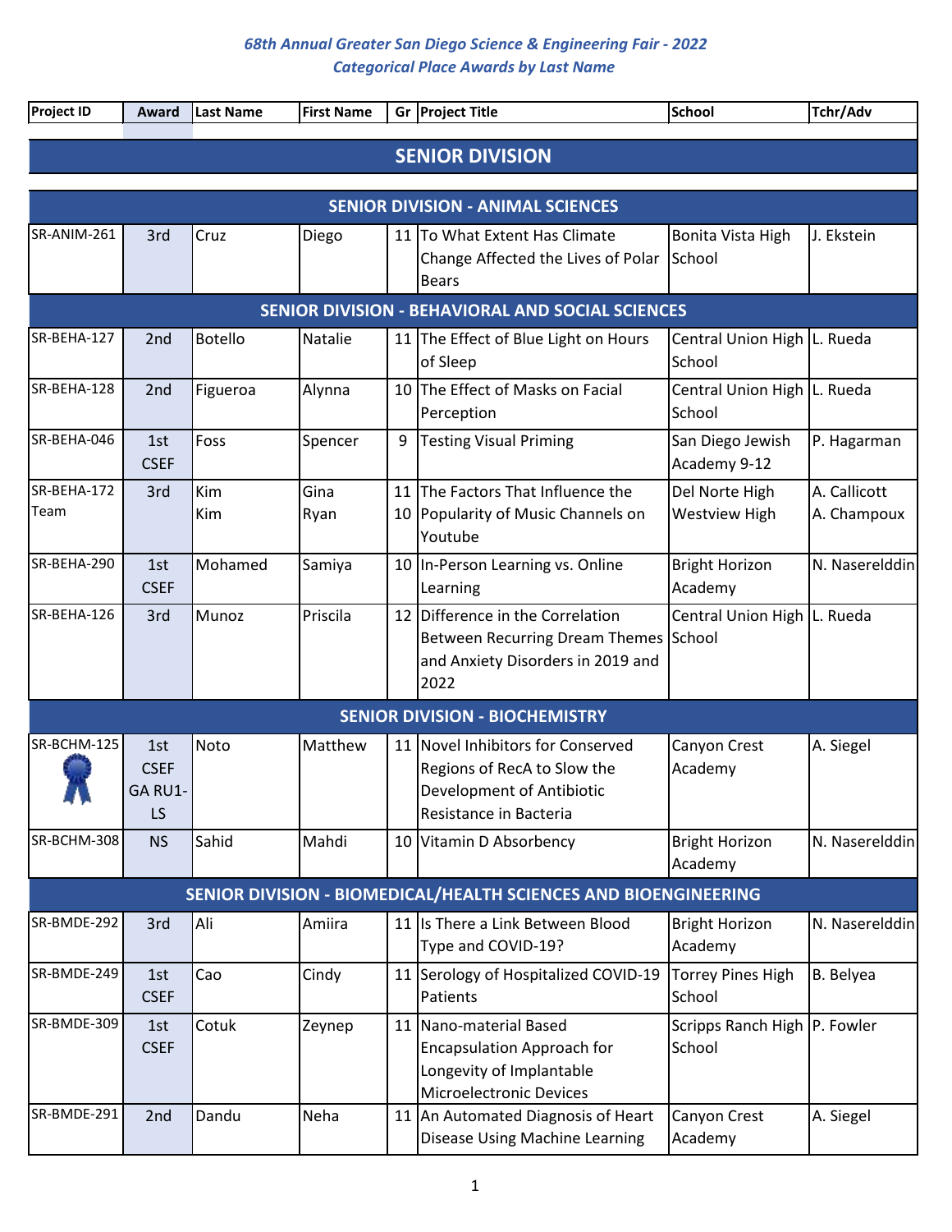# 68th Annual Greater San Diego Science & Engineering Fair - 2022
## Categorical Place Awards by Last Name

| Project ID | Award | Last Name | First Name | Gr | Project Title | School | Tchr/Adv |
|---|---|---|---|---|---|---|---|
| **SENIOR DIVISION** | | | | | | | |
| **SENIOR DIVISION - ANIMAL SCIENCES** | | | | | | | |
| SR-ANIM-261 | 3rd | Cruz | Diego | 11 | To What Extent Has Climate Change Affected the Lives of Polar Bears | Bonita Vista High School | J. Ekstein |
| **SENIOR DIVISION - BEHAVIORAL AND SOCIAL SCIENCES** | | | | | | | |
| SR-BEHA-127 | 2nd | Botello | Natalie | 11 | The Effect of Blue Light on Hours of Sleep | Central Union High School | L. Rueda |
| SR-BEHA-128 | 2nd | Figueroa | Alynna | 10 | The Effect of Masks on Facial Perception | Central Union High School | L. Rueda |
| SR-BEHA-046 | 1st CSEF | Foss | Spencer | 9 | Testing Visual Priming | San Diego Jewish Academy 9-12 | P. Hagarman |
| SR-BEHA-172 Team | 3rd | Kim<br>Kim | Gina<br>Ryan | 11<br>10 | The Factors That Influence the Popularity of Music Channels on Youtube | Del Norte High<br>Westview High | A. Callicott<br>A. Champoux |
| SR-BEHA-290 | 1st CSEF | Mohamed | Samiya | 10 | In-Person Learning vs. Online Learning | Bright Horizon Academy | N. Naserelddin |
| SR-BEHA-126 | 3rd | Munoz | Priscila | 12 | Difference in the Correlation Between Recurring Dream Themes and Anxiety Disorders in 2019 and 2022 | Central Union High School | L. Rueda |
| **SENIOR DIVISION - BIOCHEMISTRY** | | | | | | | |
| SR-BCHM-125 | 1st CSEF GA RU1-LS | Noto | Matthew | 11 | Novel Inhibitors for Conserved Regions of RecA to Slow the Development of Antibiotic Resistance in Bacteria | Canyon Crest Academy | A. Siegel |
| SR-BCHM-308 | NS | Sahid | Mahdi | 10 | Vitamin D Absorbency | Bright Horizon Academy | N. Naserelddin |
| **SENIOR DIVISION - BIOMEDICAL/HEALTH SCIENCES AND BIOENGINEERING** | | | | | | | |
| SR-BMDE-292 | 3rd | Ali | Amiira | 11 | Is There a Link Between Blood Type and COVID-19? | Bright Horizon Academy | N. Naserelddin |
| SR-BMDE-249 | 1st CSEF | Cao | Cindy | 11 | Serology of Hospitalized COVID-19 Patients | Torrey Pines High School | B. Belyea |
| SR-BMDE-309 | 1st CSEF | Cotuk | Zeynep | 11 | Nano-material Based Encapsulation Approach for Longevity of Implantable Microelectronic Devices | Scripps Ranch High School | P. Fowler |
| SR-BMDE-291 | 2nd | Dandu | Neha | 11 | An Automated Diagnosis of Heart Disease Using Machine Learning | Canyon Crest Academy | A. Siegel |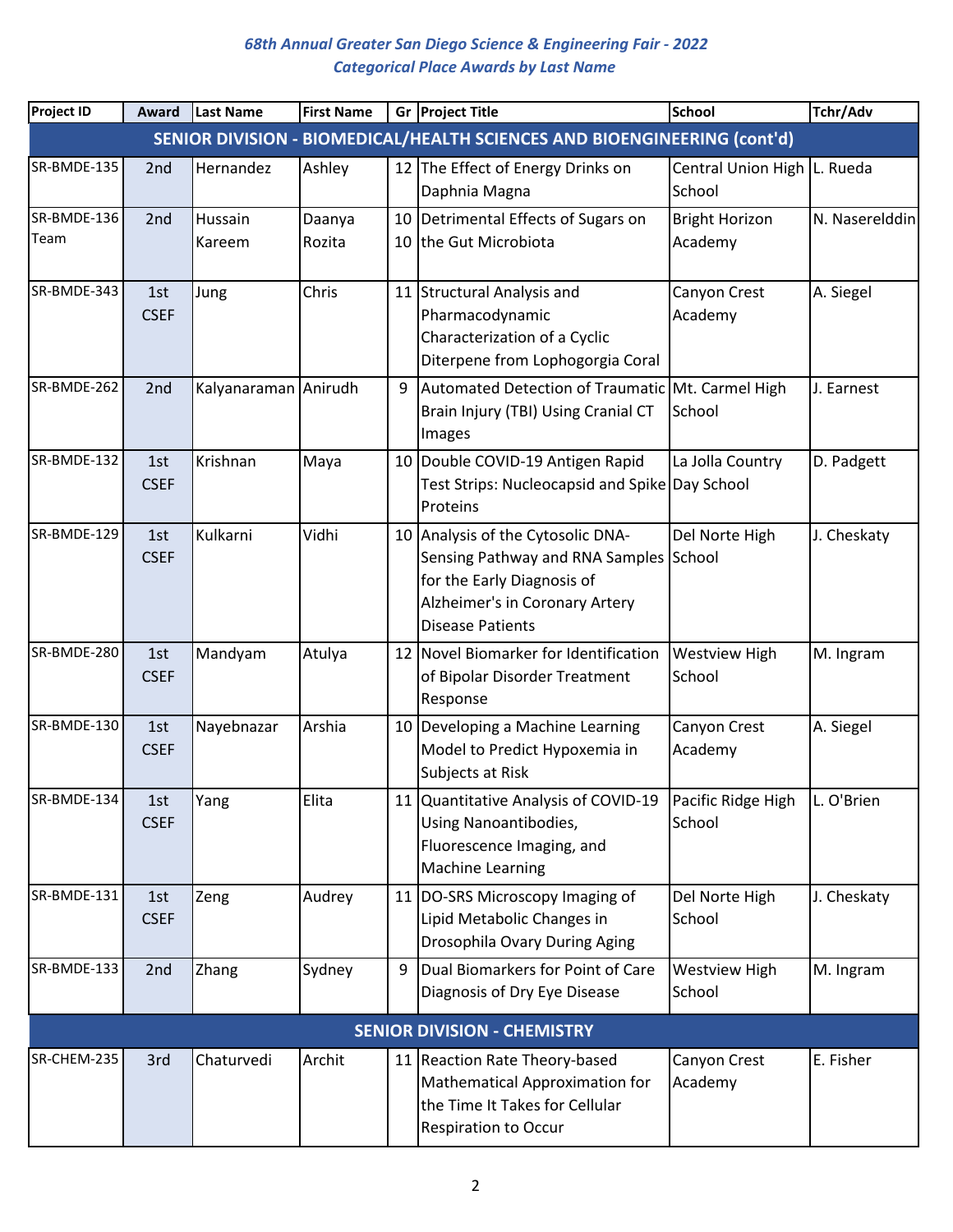## 68th Annual Greater San Diego Science & Engineering Fair - 2022
## Categorical Place Awards by Last Name

| Project ID | Award | Last Name | First Name | Gr | Project Title | School | Tchr/Adv |
|---|---|---|---|---|---|---|---|
| **SENIOR DIVISION - BIOMEDICAL/HEALTH SCIENCES AND BIOENGINEERING (cont'd)** | | | | | | | |
| SR-BMDE-135 | 2nd | Hernandez | Ashley | 12 | The Effect of Energy Drinks on Daphnia Magna | Central Union High School | L. Rueda |
| SR-BMDE-136 Team | 2nd | Hussain<br>Kareem | Daanya<br>Rozita | 10<br>10 | Detrimental Effects of Sugars on the Gut Microbiota | Bright Horizon Academy | N. Naserelddin |
| SR-BMDE-343 | 1st CSEF | Jung | Chris | 11 | Structural Analysis and Pharmacodynamic Characterization of a Cyclic Diterpene from Lophogorgia Coral | Canyon Crest Academy | A. Siegel |
| SR-BMDE-262 | 2nd | Kalyanaraman | Anirudh | 9 | Automated Detection of Traumatic Brain Injury (TBI) Using Cranial CT Images | Mt. Carmel High School | J. Earnest |
| SR-BMDE-132 | 1st CSEF | Krishnan | Maya | 10 | Double COVID-19 Antigen Rapid Test Strips: Nucleocapsid and Spike Proteins | La Jolla Country Day School | D. Padgett |
| SR-BMDE-129 | 1st CSEF | Kulkarni | Vidhi | 10 | Analysis of the Cytosolic DNA-Sensing Pathway and RNA Samples for the Early Diagnosis of Alzheimer's in Coronary Artery Disease Patients | Del Norte High School | J. Cheskaty |
| SR-BMDE-280 | 1st CSEF | Mandyam | Atulya | 12 | Novel Biomarker for Identification of Bipolar Disorder Treatment Response | Westview High School | M. Ingram |
| SR-BMDE-130 | 1st CSEF | Nayebnazar | Arshia | 10 | Developing a Machine Learning Model to Predict Hypoxemia in Subjects at Risk | Canyon Crest Academy | A. Siegel |
| SR-BMDE-134 | 1st CSEF | Yang | Elita | 11 | Quantitative Analysis of COVID-19 Using Nanoantibodies, Fluorescence Imaging, and Machine Learning | Pacific Ridge High School | L. O'Brien |
| SR-BMDE-131 | 1st CSEF | Zeng | Audrey | 11 | DO-SRS Microscopy Imaging of Lipid Metabolic Changes in Drosophila Ovary During Aging | Del Norte High School | J. Cheskaty |
| SR-BMDE-133 | 2nd | Zhang | Sydney | 9 | Dual Biomarkers for Point of Care Diagnosis of Dry Eye Disease | Westview High School | M. Ingram |
| **SENIOR DIVISION - CHEMISTRY** | | | | | | | |
| SR-CHEM-235 | 3rd | Chaturvedi | Archit | 11 | Reaction Rate Theory-based Mathematical Approximation for the Time It Takes for Cellular Respiration to Occur | Canyon Crest Academy | E. Fisher |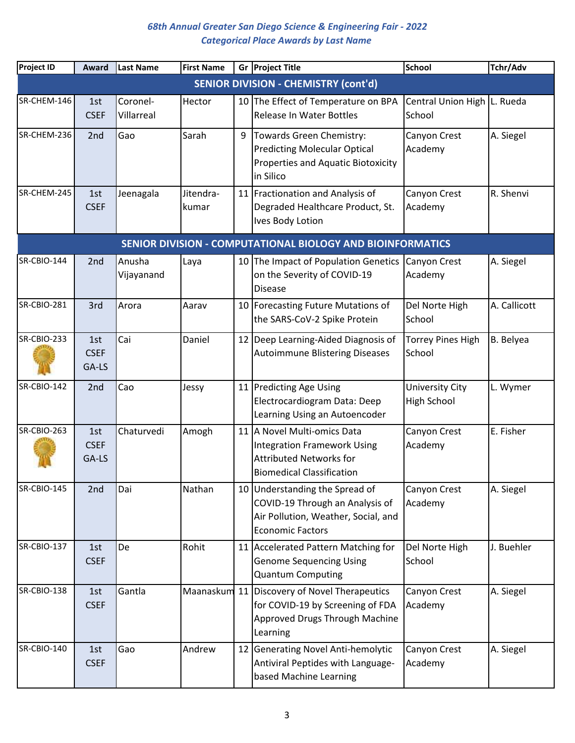*68th Annual Greater San Diego Science & Engineering Fair - 2022*
*Categorical Place Awards by Last Name*

| Project ID | Award | Last Name | First Name | Gr | Project Title | School | Tchr/Adv |
|---|---|---|---|---|---|---|---|
| **SENIOR DIVISION - CHEMISTRY (cont'd)** | | | | | | | |
| SR-CHEM-146 | 1st CSEF | Coronel-Villarreal | Hector | 10 | The Effect of Temperature on BPA Release In Water Bottles | Central Union High School | L. Rueda |
| SR-CHEM-236 | 2nd | Gao | Sarah | 9 | Towards Green Chemistry: Predicting Molecular Optical Properties and Aquatic Biotoxicity in Silico | Canyon Crest Academy | A. Siegel |
| SR-CHEM-245 | 1st CSEF | Jeenagala | Jitendra-kumar | 11 | Fractionation and Analysis of Degraded Healthcare Product, St. Ives Body Lotion | Canyon Crest Academy | R. Shenvi |
| **SENIOR DIVISION - COMPUTATIONAL BIOLOGY AND BIOINFORMATICS** | | | | | | | |
| SR-CBIO-144 | 2nd | Anusha Vijayanand | Laya | 10 | The Impact of Population Genetics on the Severity of COVID-19 Disease | Canyon Crest Academy | A. Siegel |
| SR-CBIO-281 | 3rd | Arora | Aarav | 10 | Forecasting Future Mutations of the SARS-CoV-2 Spike Protein | Del Norte High School | A. Callicott |
| SR-CBIO-233 | 1st CSEF GA-LS | Cai | Daniel | 12 | Deep Learning-Aided Diagnosis of Autoimmune Blistering Diseases | Torrey Pines High School | B. Belyea |
| SR-CBIO-142 | 2nd | Cao | Jessy | 11 | Predicting Age Using Electrocardiogram Data: Deep Learning Using an Autoencoder | University City High School | L. Wymer |
| SR-CBIO-263 | 1st CSEF GA-LS | Chaturvedi | Amogh | 11 | A Novel Multi-omics Data Integration Framework Using Attributed Networks for Biomedical Classification | Canyon Crest Academy | E. Fisher |
| SR-CBIO-145 | 2nd | Dai | Nathan | 10 | Understanding the Spread of COVID-19 Through an Analysis of Air Pollution, Weather, Social, and Economic Factors | Canyon Crest Academy | A. Siegel |
| SR-CBIO-137 | 1st CSEF | De | Rohit | 11 | Accelerated Pattern Matching for Genome Sequencing Using Quantum Computing | Del Norte High School | J. Buehler |
| SR-CBIO-138 | 1st CSEF | Gantla | Maanaskum | 11 | Discovery of Novel Therapeutics for COVID-19 by Screening of FDA Approved Drugs Through Machine Learning | Canyon Crest Academy | A. Siegel |
| SR-CBIO-140 | 1st CSEF | Gao | Andrew | 12 | Generating Novel Anti-hemolytic Antiviral Peptides with Language-based Machine Learning | Canyon Crest Academy | A. Siegel |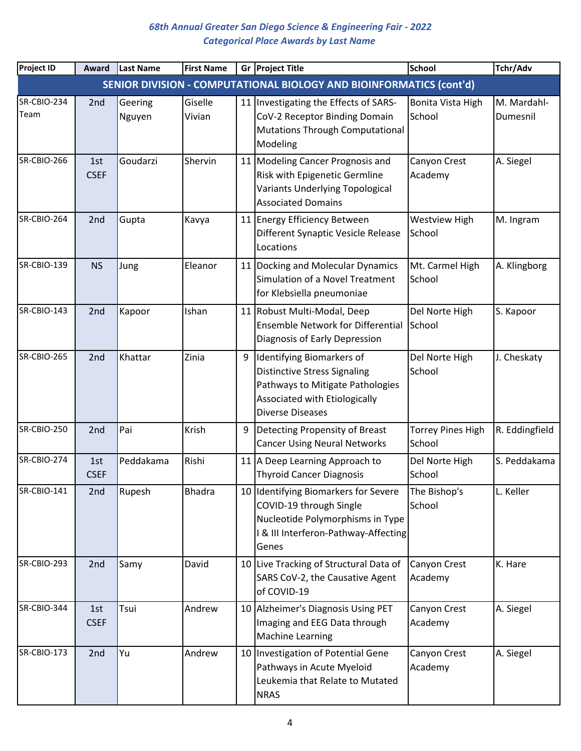## 68th Annual Greater San Diego Science & Engineering Fair - 2022
### Categorical Place Awards by Last Name

| Project ID | Award | Last Name | First Name | Gr | Project Title | School | Tchr/Adv |
|---|---|---|---|---|---|---|---|
| **SENIOR DIVISION - COMPUTATIONAL BIOLOGY AND BIOINFORMATICS (cont'd)** | | | | | | | |
| SR-CBIO-234 Team | 2nd | Geering Nguyen | Giselle Vivian | 11 | Investigating the Effects of SARS-CoV-2 Receptor Binding Domain Mutations Through Computational Modeling | Bonita Vista High School | M. Mardahl-Dumesnil |
| SR-CBIO-266 | 1st CSEF | Goudarzi | Shervin | 11 | Modeling Cancer Prognosis and Risk with Epigenetic Germline Variants Underlying Topological Associated Domains | Canyon Crest Academy | A. Siegel |
| SR-CBIO-264 | 2nd | Gupta | Kavya | 11 | Energy Efficiency Between Different Synaptic Vesicle Release Locations | Westview High School | M. Ingram |
| SR-CBIO-139 | NS | Jung | Eleanor | 11 | Docking and Molecular Dynamics Simulation of a Novel Treatment for Klebsiella pneumoniae | Mt. Carmel High School | A. Klingborg |
| SR-CBIO-143 | 2nd | Kapoor | Ishan | 11 | Robust Multi-Modal, Deep Ensemble Network for Differential Diagnosis of Early Depression | Del Norte High School | S. Kapoor |
| SR-CBIO-265 | 2nd | Khattar | Zinia | 9 | Identifying Biomarkers of Distinctive Stress Signaling Pathways to Mitigate Pathologies Associated with Etiologically Diverse Diseases | Del Norte High School | J. Cheskaty |
| SR-CBIO-250 | 2nd | Pai | Krish | 9 | Detecting Propensity of Breast Cancer Using Neural Networks | Torrey Pines High School | R. Eddingfield |
| SR-CBIO-274 | 1st CSEF | Peddakama | Rishi | 11 | A Deep Learning Approach to Thyroid Cancer Diagnosis | Del Norte High School | S. Peddakama |
| SR-CBIO-141 | 2nd | Rupesh | Bhadra | 10 | Identifying Biomarkers for Severe COVID-19 through Single Nucleotide Polymorphisms in Type I & III Interferon-Pathway-Affecting Genes | The Bishop's School | L. Keller |
| SR-CBIO-293 | 2nd | Samy | David | 10 | Live Tracking of Structural Data of SARS CoV-2, the Causative Agent of COVID-19 | Canyon Crest Academy | K. Hare |
| SR-CBIO-344 | 1st CSEF | Tsui | Andrew | 10 | Alzheimer's Diagnosis Using PET Imaging and EEG Data through Machine Learning | Canyon Crest Academy | A. Siegel |
| SR-CBIO-173 | 2nd | Yu | Andrew | 10 | Investigation of Potential Gene Pathways in Acute Myeloid Leukemia that Relate to Mutated NRAS | Canyon Crest Academy | A. Siegel |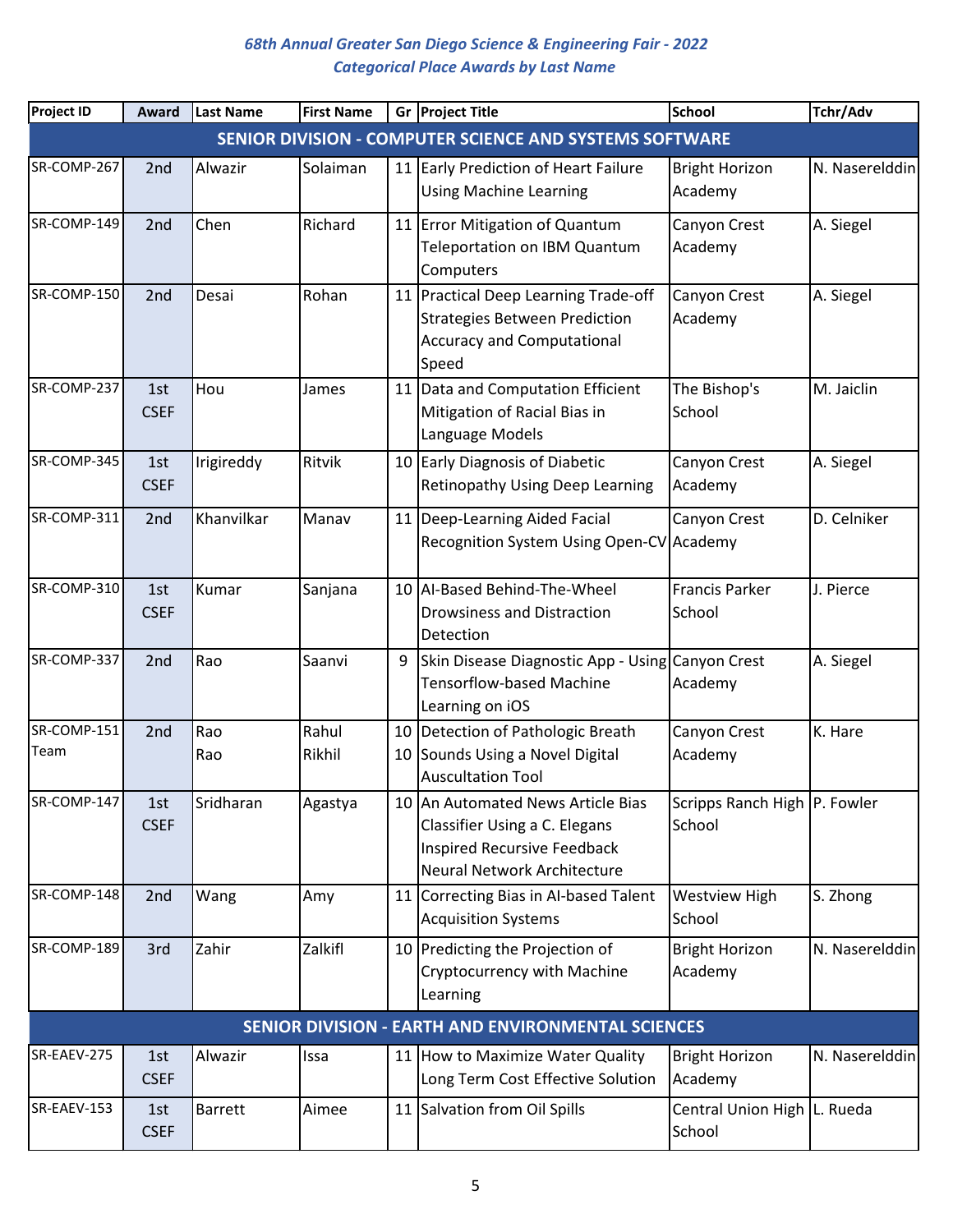*68th Annual Greater San Diego Science & Engineering Fair - 2022*
*Categorical Place Awards by Last Name*

| Project ID | Award | Last Name | First Name | Gr | Project Title | School | Tchr/Adv |
|---|---|---|---|---|---|---|---|
| **SENIOR DIVISION - COMPUTER SCIENCE AND SYSTEMS SOFTWARE** | | | | | | | |
| SR-COMP-267 | 2nd | Alwazir | Solaiman | 11 | Early Prediction of Heart Failure Using Machine Learning | Bright Horizon Academy | N. Naserelddin |
| SR-COMP-149 | 2nd | Chen | Richard | 11 | Error Mitigation of Quantum Teleportation on IBM Quantum Computers | Canyon Crest Academy | A. Siegel |
| SR-COMP-150 | 2nd | Desai | Rohan | 11 | Practical Deep Learning Trade-off Strategies Between Prediction Accuracy and Computational Speed | Canyon Crest Academy | A. Siegel |
| SR-COMP-237 | 1st CSEF | Hou | James | 11 | Data and Computation Efficient Mitigation of Racial Bias in Language Models | The Bishop's School | M. Jaiclin |
| SR-COMP-345 | 1st CSEF | Irigireddy | Ritvik | 10 | Early Diagnosis of Diabetic Retinopathy Using Deep Learning | Canyon Crest Academy | A. Siegel |
| SR-COMP-311 | 2nd | Khanvilkar | Manav | 11 | Deep-Learning Aided Facial Recognition System Using Open-CV | Canyon Crest Academy | D. Celniker |
| SR-COMP-310 | 1st CSEF | Kumar | Sanjana | 10 | AI-Based Behind-The-Wheel Drowsiness and Distraction Detection | Francis Parker School | J. Pierce |
| SR-COMP-337 | 2nd | Rao | Saanvi | 9 | Skin Disease Diagnostic App - Using Tensorflow-based Machine Learning on iOS | Canyon Crest Academy | A. Siegel |
| SR-COMP-151 Team | 2nd | Rao<br>Rao | Rahul<br>Rikhil | 10<br>10 | Detection of Pathologic Breath Sounds Using a Novel Digital Auscultation Tool | Canyon Crest Academy | K. Hare |
| SR-COMP-147 | 1st CSEF | Sridharan | Agastya | 10 | An Automated News Article Bias Classifier Using a C. Elegans Inspired Recursive Feedback Neural Network Architecture | Scripps Ranch High School | P. Fowler |
| SR-COMP-148 | 2nd | Wang | Amy | 11 | Correcting Bias in AI-based Talent Acquisition Systems | Westview High School | S. Zhong |
| SR-COMP-189 | 3rd | Zahir | Zalkifl | 10 | Predicting the Projection of Cryptocurrency with Machine Learning | Bright Horizon Academy | N. Naserelddin |
| **SENIOR DIVISION - EARTH AND ENVIRONMENTAL SCIENCES** | | | | | | | |
| SR-EAEV-275 | 1st CSEF | Alwazir | Issa | 11 | How to Maximize Water Quality Long Term Cost Effective Solution | Bright Horizon Academy | N. Naserelddin |
| SR-EAEV-153 | 1st CSEF | Barrett | Aimee | 11 | Salvation from Oil Spills | Central Union High School | L. Rueda |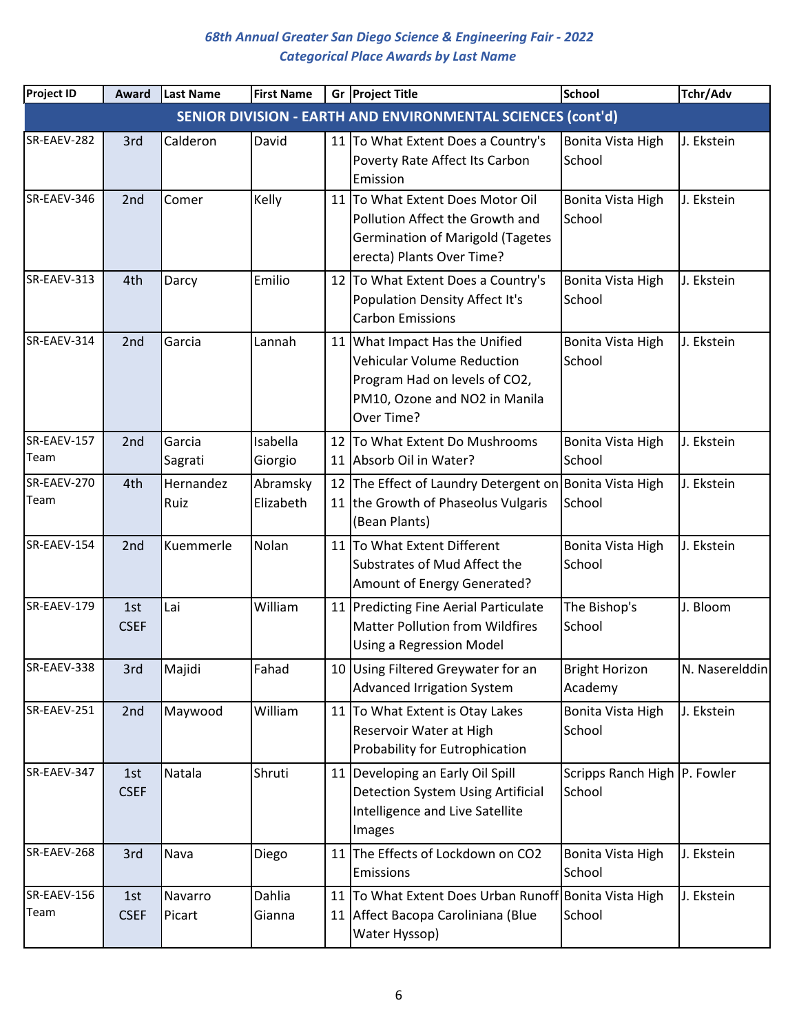*68th Annual Greater San Diego Science & Engineering Fair - 2022*
*Categorical Place Awards by Last Name*

| Project ID | Award | Last Name | First Name | Gr | Project Title | School | Tchr/Adv |
|---|---|---|---|---|---|---|---|
| **SENIOR DIVISION - EARTH AND ENVIRONMENTAL SCIENCES (cont'd)** | | | | | | | |
| SR-EAEV-282 | 3rd | Calderon | David | 11 | To What Extent Does a Country's Poverty Rate Affect Its Carbon Emission | Bonita Vista High School | J. Ekstein |
| SR-EAEV-346 | 2nd | Comer | Kelly | 11 | To What Extent Does Motor Oil Pollution Affect the Growth and Germination of Marigold (Tagetes erecta) Plants Over Time? | Bonita Vista High School | J. Ekstein |
| SR-EAEV-313 | 4th | Darcy | Emilio | 12 | To What Extent Does a Country's Population Density Affect It's Carbon Emissions | Bonita Vista High School | J. Ekstein |
| SR-EAEV-314 | 2nd | Garcia | Lannah | 11 | What Impact Has the Unified Vehicular Volume Reduction Program Had on levels of CO2, PM10, Ozone and NO2 in Manila Over Time? | Bonita Vista High School | J. Ekstein |
| SR-EAEV-157 Team | 2nd | Garcia<br>Sagrati | Isabella<br>Giorgio | 12<br>11 | To What Extent Do Mushrooms Absorb Oil in Water? | Bonita Vista High School | J. Ekstein |
| SR-EAEV-270 Team | 4th | Hernandez<br>Ruiz | Abramsky<br>Elizabeth | 12<br>11 | The Effect of Laundry Detergent on the Growth of Phaseolus Vulgaris (Bean Plants) | Bonita Vista High School | J. Ekstein |
| SR-EAEV-154 | 2nd | Kuemmerle | Nolan | 11 | To What Extent Different Substrates of Mud Affect the Amount of Energy Generated? | Bonita Vista High School | J. Ekstein |
| SR-EAEV-179 | 1st CSEF | Lai | William | 11 | Predicting Fine Aerial Particulate Matter Pollution from Wildfires Using a Regression Model | The Bishop's School | J. Bloom |
| SR-EAEV-338 | 3rd | Majidi | Fahad | 10 | Using Filtered Greywater for an Advanced Irrigation System | Bright Horizon Academy | N. Naserelddin |
| SR-EAEV-251 | 2nd | Maywood | William | 11 | To What Extent is Otay Lakes Reservoir Water at High Probability for Eutrophication | Bonita Vista High School | J. Ekstein |
| SR-EAEV-347 | 1st CSEF | Natala | Shruti | 11 | Developing an Early Oil Spill Detection System Using Artificial Intelligence and Live Satellite Images | Scripps Ranch High School | P. Fowler |
| SR-EAEV-268 | 3rd | Nava | Diego | 11 | The Effects of Lockdown on CO2 Emissions | Bonita Vista High School | J. Ekstein |
| SR-EAEV-156 Team | 1st CSEF | Navarro<br>Picart | Dahlia<br>Gianna | 11<br>11 | To What Extent Does Urban Runoff Affect Bacopa Caroliniana (Blue Water Hyssop) | Bonita Vista High School | J. Ekstein |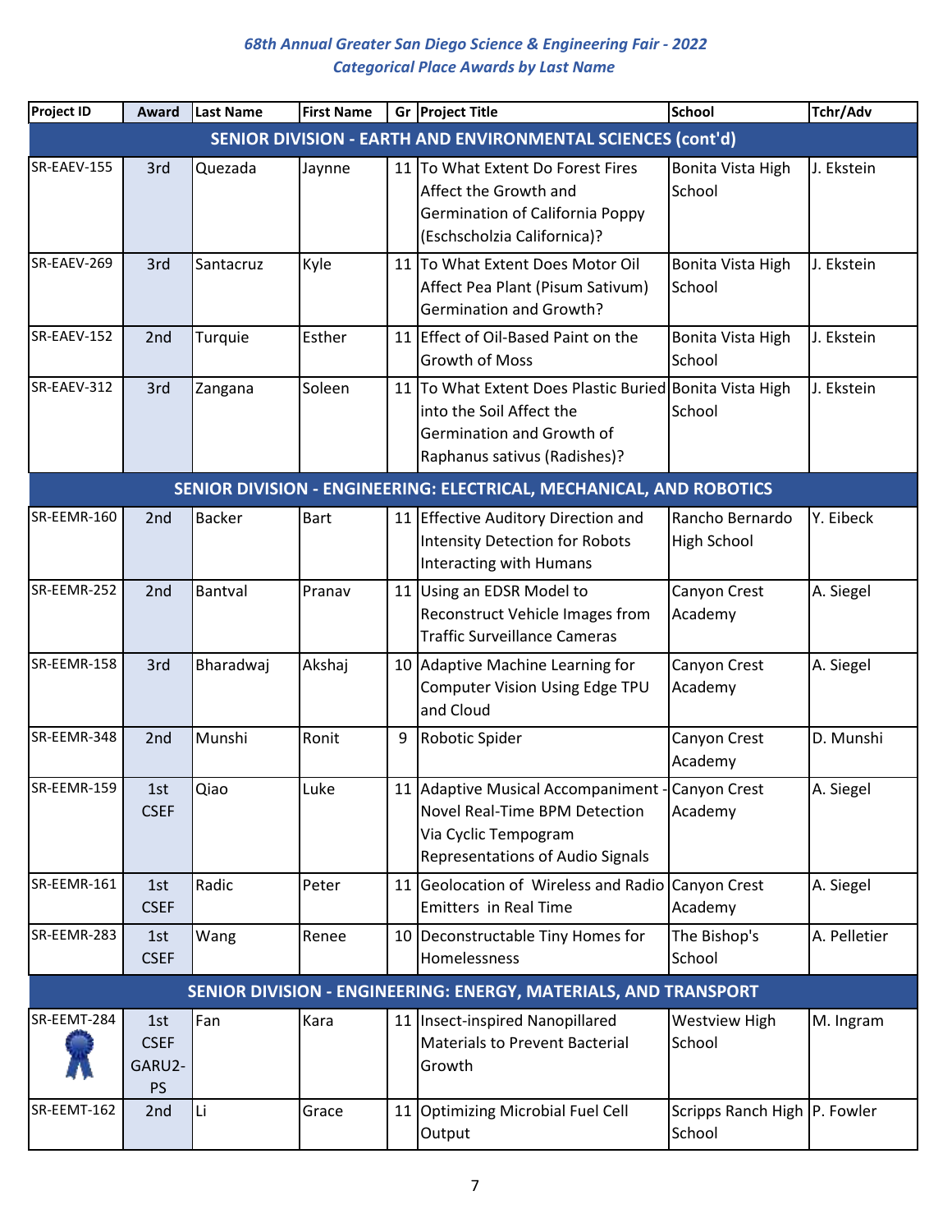*68th Annual Greater San Diego Science & Engineering Fair - 2022*
*Categorical Place Awards by Last Name*

| Project ID | Award | Last Name | First Name | Gr | Project Title | School | Tchr/Adv |
|---|---|---|---|---|---|---|---|
| **SENIOR DIVISION - EARTH AND ENVIRONMENTAL SCIENCES (cont'd)** | | | | | | | |
| SR-EAEV-155 | 3rd | Quezada | Jaynne | 11 | To What Extent Do Forest Fires Affect the Growth and Germination of California Poppy (Eschscholzia Californica)? | Bonita Vista High School | J. Ekstein |
| SR-EAEV-269 | 3rd | Santacruz | Kyle | 11 | To What Extent Does Motor Oil Affect Pea Plant (Pisum Sativum) Germination and Growth? | Bonita Vista High School | J. Ekstein |
| SR-EAEV-152 | 2nd | Turquie | Esther | 11 | Effect of Oil-Based Paint on the Growth of Moss | Bonita Vista High School | J. Ekstein |
| SR-EAEV-312 | 3rd | Zangana | Soleen | 11 | To What Extent Does Plastic Buried into the Soil Affect the Germination and Growth of Raphanus sativus (Radishes)? | Bonita Vista High School | J. Ekstein |
| **SENIOR DIVISION - ENGINEERING: ELECTRICAL, MECHANICAL, AND ROBOTICS** | | | | | | | |
| SR-EEMR-160 | 2nd | Backer | Bart | 11 | Effective Auditory Direction and Intensity Detection for Robots Interacting with Humans | Rancho Bernardo High School | Y. Eibeck |
| SR-EEMR-252 | 2nd | Bantval | Pranav | 11 | Using an EDSR Model to Reconstruct Vehicle Images from Traffic Surveillance Cameras | Canyon Crest Academy | A. Siegel |
| SR-EEMR-158 | 3rd | Bharadwaj | Akshaj | 10 | Adaptive Machine Learning for Computer Vision Using Edge TPU and Cloud | Canyon Crest Academy | A. Siegel |
| SR-EEMR-348 | 2nd | Munshi | Ronit | 9 | Robotic Spider | Canyon Crest Academy | D. Munshi |
| SR-EEMR-159 | 1st CSEF | Qiao | Luke | 11 | Adaptive Musical Accompaniment - Novel Real-Time BPM Detection Via Cyclic Tempogram Representations of Audio Signals | Canyon Crest Academy | A. Siegel |
| SR-EEMR-161 | 1st CSEF | Radic | Peter | 11 | Geolocation of Wireless and Radio Emitters in Real Time | Canyon Crest Academy | A. Siegel |
| SR-EEMR-283 | 1st CSEF | Wang | Renee | 10 | Deconstructable Tiny Homes for Homelessness | The Bishop's School | A. Pelletier |
| **SENIOR DIVISION - ENGINEERING: ENERGY, MATERIALS, AND TRANSPORT** | | | | | | | |
| SR-EEMT-284 | 1st CSEF GARU2-PS | Fan | Kara | 11 | Insect-inspired Nanopillared Materials to Prevent Bacterial Growth | Westview High School | M. Ingram |
| SR-EEMT-162 | 2nd | Li | Grace | 11 | Optimizing Microbial Fuel Cell Output | Scripps Ranch High School | P. Fowler |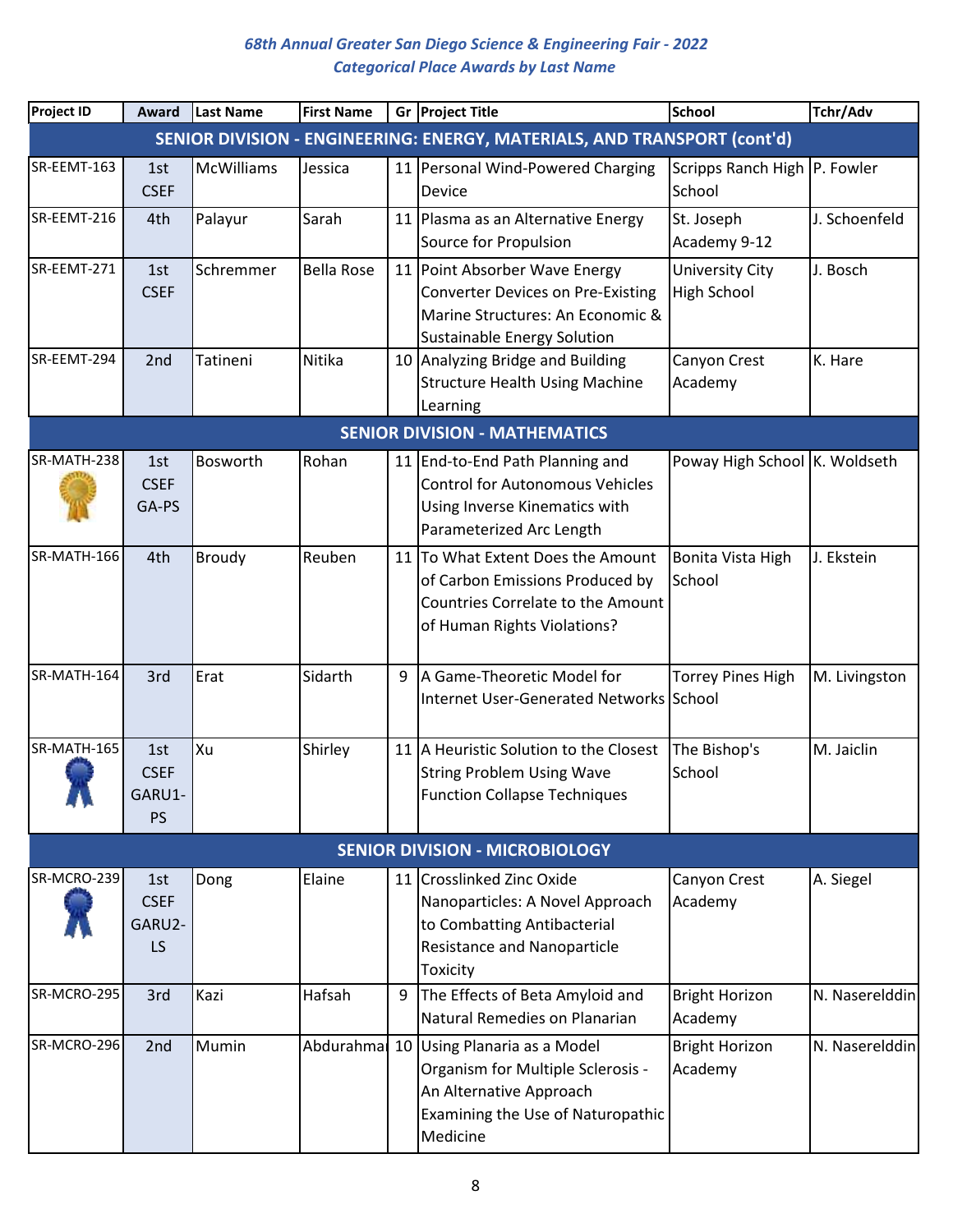*68th Annual Greater San Diego Science & Engineering Fair - 2022*
*Categorical Place Awards by Last Name*

| Project ID | Award | Last Name | First Name | Gr | Project Title | School | Tchr/Adv |
|---|---|---|---|---|---|---|---|
| **SENIOR DIVISION - ENGINEERING: ENERGY, MATERIALS, AND TRANSPORT (cont'd)** | | | | | | | |
| SR-EEMT-163 | 1st CSEF | McWilliams | Jessica | 11 | Personal Wind-Powered Charging Device | Scripps Ranch High School | P. Fowler |
| SR-EEMT-216 | 4th | Palayur | Sarah | 11 | Plasma as an Alternative Energy Source for Propulsion | St. Joseph Academy 9-12 | J. Schoenfeld |
| SR-EEMT-271 | 1st CSEF | Schremmer | Bella Rose | 11 | Point Absorber Wave Energy Converter Devices on Pre-Existing Marine Structures: An Economic & Sustainable Energy Solution | University City High School | J. Bosch |
| SR-EEMT-294 | 2nd | Tatineni | Nitika | 10 | Analyzing Bridge and Building Structure Health Using Machine Learning | Canyon Crest Academy | K. Hare |
| **SENIOR DIVISION - MATHEMATICS** | | | | | | | |
| SR-MATH-238 | 1st CSEF GA-PS | Bosworth | Rohan | 11 | End-to-End Path Planning and Control for Autonomous Vehicles Using Inverse Kinematics with Parameterized Arc Length | Poway High School | K. Woldseth |
| SR-MATH-166 | 4th | Broudy | Reuben | 11 | To What Extent Does the Amount of Carbon Emissions Produced by Countries Correlate to the Amount of Human Rights Violations? | Bonita Vista High School | J. Ekstein |
| SR-MATH-164 | 3rd | Erat | Sidarth | 9 | A Game-Theoretic Model for Internet User-Generated Networks | Torrey Pines High School | M. Livingston |
| SR-MATH-165 | 1st CSEF GARU1-PS | Xu | Shirley | 11 | A Heuristic Solution to the Closest String Problem Using Wave Function Collapse Techniques | The Bishop's School | M. Jaiclin |
| **SENIOR DIVISION - MICROBIOLOGY** | | | | | | | |
| SR-MCRO-239 | 1st CSEF GARU2-LS | Dong | Elaine | 11 | Crosslinked Zinc Oxide Nanoparticles: A Novel Approach to Combatting Antibacterial Resistance and Nanoparticle Toxicity | Canyon Crest Academy | A. Siegel |
| SR-MCRO-295 | 3rd | Kazi | Hafsah | 9 | The Effects of Beta Amyloid and Natural Remedies on Planarian | Bright Horizon Academy | N. Naserelddin |
| SR-MCRO-296 | 2nd | Mumin | Abdurahma | 10 | Using Planaria as a Model Organism for Multiple Sclerosis - An Alternative Approach Examining the Use of Naturopathic Medicine | Bright Horizon Academy | N. Naserelddin |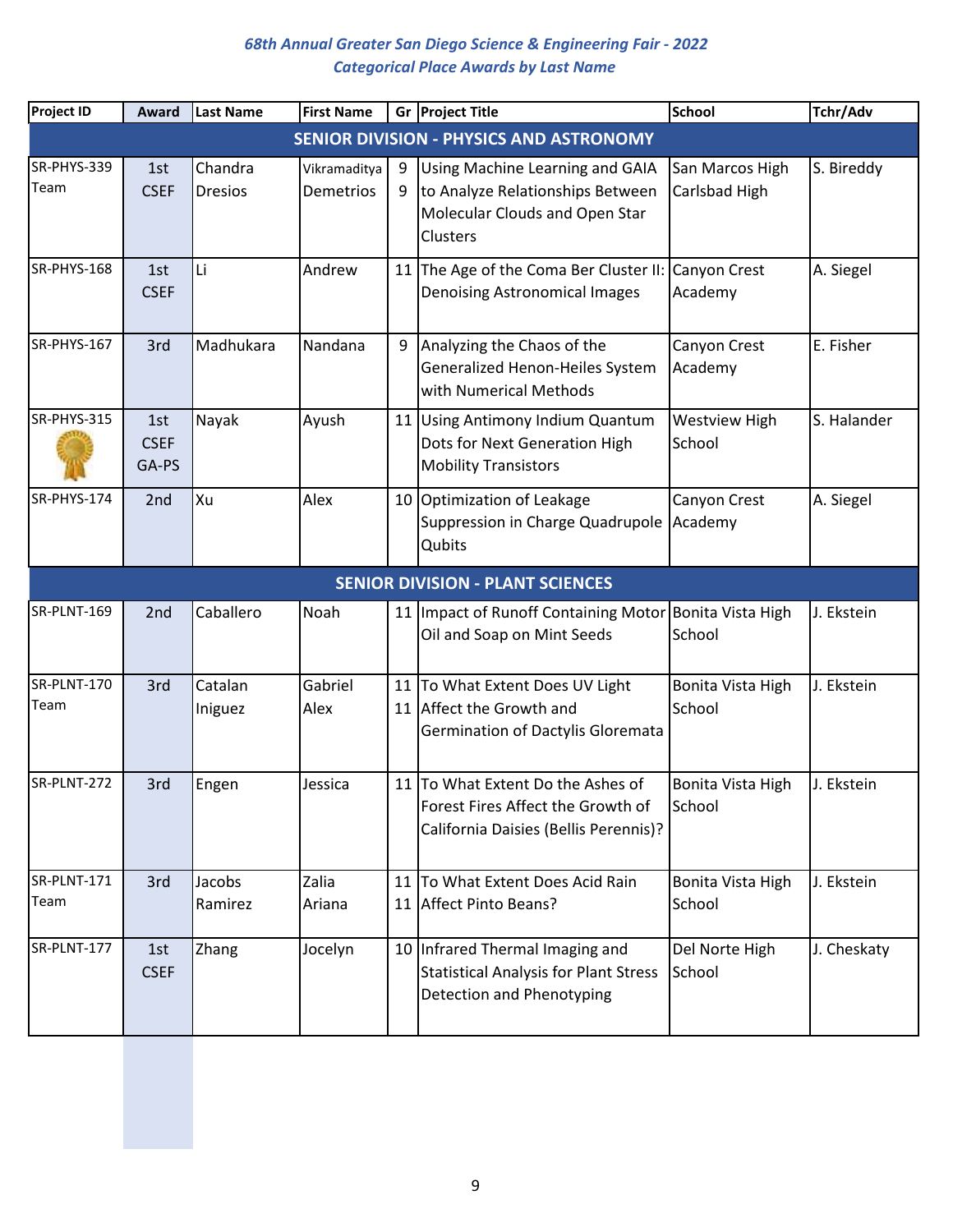*68th Annual Greater San Diego Science & Engineering Fair - 2022*
*Categorical Place Awards by Last Name*

| Project ID | Award | Last Name | First Name | Gr | Project Title | School | Tchr/Adv |
|---|---|---|---|---|---|---|---|
| **SENIOR DIVISION - PHYSICS AND ASTRONOMY** | | | | | | | |
| SR-PHYS-339 Team | 1st CSEF | Chandra Dresios | Vikramaditya Demetrios | 9 9 | Using Machine Learning and GAIA to Analyze Relationships Between Molecular Clouds and Open Star Clusters | San Marcos High Carlsbad High | S. Bireddy |
| SR-PHYS-168 | 1st CSEF | Li | Andrew | 11 | The Age of the Coma Ber Cluster II: Denoising Astronomical Images | Canyon Crest Academy | A. Siegel |
| SR-PHYS-167 | 3rd | Madhukara | Nandana | 9 | Analyzing the Chaos of the Generalized Henon-Heiles System with Numerical Methods | Canyon Crest Academy | E. Fisher |
| SR-PHYS-315 | 1st CSEF GA-PS | Nayak | Ayush | 11 | Using Antimony Indium Quantum Dots for Next Generation High Mobility Transistors | Westview High School | S. Halander |
| SR-PHYS-174 | 2nd | Xu | Alex | 10 | Optimization of Leakage Suppression in Charge Quadrupole Qubits | Canyon Crest Academy | A. Siegel |
| **SENIOR DIVISION - PLANT SCIENCES** | | | | | | | |
| SR-PLNT-169 | 2nd | Caballero | Noah | 11 | Impact of Runoff Containing Motor Oil and Soap on Mint Seeds | Bonita Vista High School | J. Ekstein |
| SR-PLNT-170 Team | 3rd | Catalan Iniguez | Gabriel Alex | 11 11 | To What Extent Does UV Light Affect the Growth and Germination of Dactylis Gloremata | Bonita Vista High School | J. Ekstein |
| SR-PLNT-272 | 3rd | Engen | Jessica | 11 | To What Extent Do the Ashes of Forest Fires Affect the Growth of California Daisies (Bellis Perennis)? | Bonita Vista High School | J. Ekstein |
| SR-PLNT-171 Team | 3rd | Jacobs Ramirez | Zalia Ariana | 11 11 | To What Extent Does Acid Rain Affect Pinto Beans? | Bonita Vista High School | J. Ekstein |
| SR-PLNT-177 | 1st CSEF | Zhang | Jocelyn | 10 | Infrared Thermal Imaging and Statistical Analysis for Plant Stress Detection and Phenotyping | Del Norte High School | J. Cheskaty |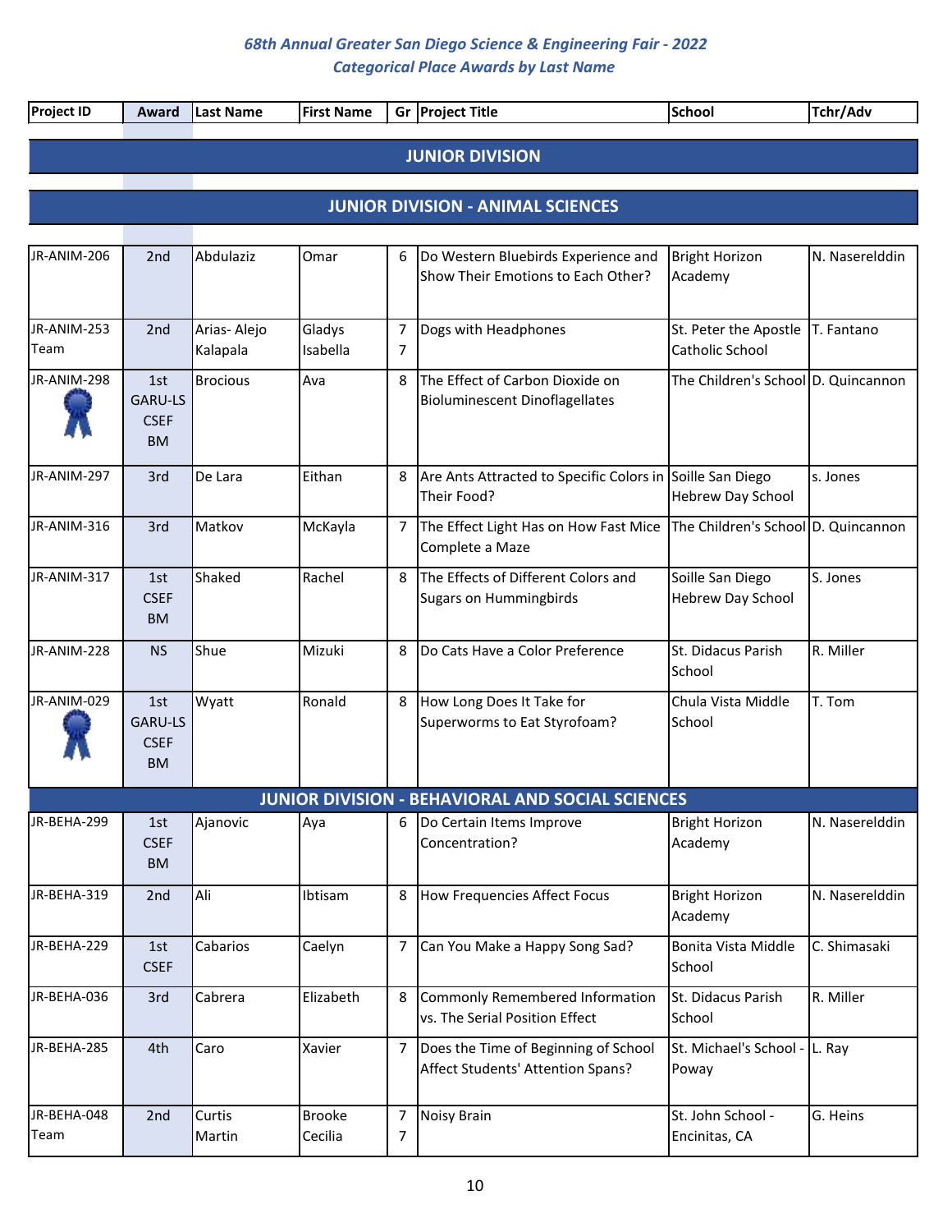*68th Annual Greater San Diego Science & Engineering Fair - 2022*
*Categorical Place Awards by Last Name*

| Project ID | Award | Last Name | First Name | Gr | Project Title | School | Tchr/Adv |
|---|---|---|---|---|---|---|---|
| **JUNIOR DIVISION** | | | | | | | |
| **JUNIOR DIVISION - ANIMAL SCIENCES** | | | | | | | |
| JR-ANIM-206 | 2nd | Abdulaziz | Omar | 6 | Do Western Bluebirds Experience and Show Their Emotions to Each Other? | Bright Horizon Academy | N. Naserelddin |
| JR-ANIM-253 Team | 2nd | Arias- Alejo Kalapala | Gladys Isabella | 7 7 | Dogs with Headphones | St. Peter the Apostle Catholic School | T. Fantano |
| JR-ANIM-298 | 1st GARU-LS CSEF BM | Brocious | Ava | 8 | The Effect of Carbon Dioxide on Bioluminescent Dinoflagellates | The Children's School | D. Quincannon |
| JR-ANIM-297 | 3rd | De Lara | Eithan | 8 | Are Ants Attracted to Specific Colors in Their Food? | Soille San Diego Hebrew Day School | s. Jones |
| JR-ANIM-316 | 3rd | Matkov | McKayla | 7 | The Effect Light Has on How Fast Mice Complete a Maze | The Children's School | D. Quincannon |
| JR-ANIM-317 | 1st CSEF BM | Shaked | Rachel | 8 | The Effects of Different Colors and Sugars on Hummingbirds | Soille San Diego Hebrew Day School | S. Jones |
| JR-ANIM-228 | NS | Shue | Mizuki | 8 | Do Cats Have a Color Preference | St. Didacus Parish School | R. Miller |
| JR-ANIM-029 | 1st GARU-LS CSEF BM | Wyatt | Ronald | 8 | How Long Does It Take for Superworms to Eat Styrofoam? | Chula Vista Middle School | T. Tom |
| **JUNIOR DIVISION - BEHAVIORAL AND SOCIAL SCIENCES** | | | | | | | |
| JR-BEHA-299 | 1st CSEF BM | Ajanovic | Aya | 6 | Do Certain Items Improve Concentration? | Bright Horizon Academy | N. Naserelddin |
| JR-BEHA-319 | 2nd | Ali | Ibtisam | 8 | How Frequencies Affect Focus | Bright Horizon Academy | N. Naserelddin |
| JR-BEHA-229 | 1st CSEF | Cabarios | Caelyn | 7 | Can You Make a Happy Song Sad? | Bonita Vista Middle School | C. Shimasaki |
| JR-BEHA-036 | 3rd | Cabrera | Elizabeth | 8 | Commonly Remembered Information vs. The Serial Position Effect | St. Didacus Parish School | R. Miller |
| JR-BEHA-285 | 4th | Caro | Xavier | 7 | Does the Time of Beginning of School Affect Students' Attention Spans? | St. Michael's School - Poway | L. Ray |
| JR-BEHA-048 Team | 2nd | Curtis Martin | Brooke Cecilia | 7 7 | Noisy Brain | St. John School - Encinitas, CA | G. Heins |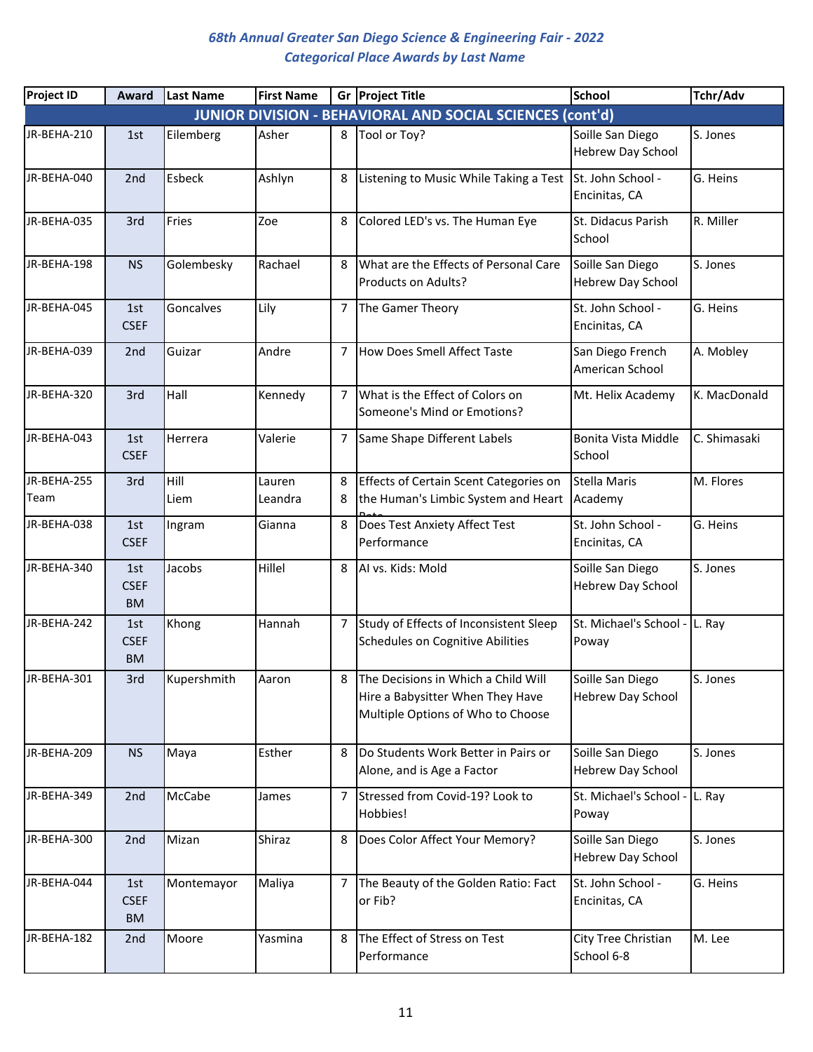# 68th Annual Greater San Diego Science & Engineering Fair - 2022
## Categorical Place Awards by Last Name

| Project ID | Award | Last Name | First Name | Gr | Project Title | School | Tchr/Adv |
|---|---|---|---|---|---|---|---|
| **JUNIOR DIVISION - BEHAVIORAL AND SOCIAL SCIENCES (cont'd)** | | | | | | | |
| JR-BEHA-210 | 1st | Eilemberg | Asher | 8 | Tool or Toy? | Soille San Diego Hebrew Day School | S. Jones |
| JR-BEHA-040 | 2nd | Esbeck | Ashlyn | 8 | Listening to Music While Taking a Test | St. John School - Encinitas, CA | G. Heins |
| JR-BEHA-035 | 3rd | Fries | Zoe | 8 | Colored LED's vs. The Human Eye | St. Didacus Parish School | R. Miller |
| JR-BEHA-198 | NS | Golembesky | Rachael | 8 | What are the Effects of Personal Care Products on Adults? | Soille San Diego Hebrew Day School | S. Jones |
| JR-BEHA-045 | 1st CSEF | Goncalves | Lily | 7 | The Gamer Theory | St. John School - Encinitas, CA | G. Heins |
| JR-BEHA-039 | 2nd | Guizar | Andre | 7 | How Does Smell Affect Taste | San Diego French American School | A. Mobley |
| JR-BEHA-320 | 3rd | Hall | Kennedy | 7 | What is the Effect of Colors on Someone's Mind or Emotions? | Mt. Helix Academy | K. MacDonald |
| JR-BEHA-043 | 1st CSEF | Herrera | Valerie | 7 | Same Shape Different Labels | Bonita Vista Middle School | C. Shimasaki |
| JR-BEHA-255 Team | 3rd | Hill<br>Liem | Lauren<br>Leandra | 8<br>8 | Effects of Certain Scent Categories on the Human's Limbic System and Heart Rate | Stella Maris Academy | M. Flores |
| JR-BEHA-038 | 1st CSEF | Ingram | Gianna | 8 | Does Test Anxiety Affect Test Performance | St. John School - Encinitas, CA | G. Heins |
| JR-BEHA-340 | 1st CSEF BM | Jacobs | Hillel | 8 | AI vs. Kids: Mold | Soille San Diego Hebrew Day School | S. Jones |
| JR-BEHA-242 | 1st CSEF BM | Khong | Hannah | 7 | Study of Effects of Inconsistent Sleep Schedules on Cognitive Abilities | St. Michael's School - Poway | L. Ray |
| JR-BEHA-301 | 3rd | Kupershmith | Aaron | 8 | The Decisions in Which a Child Will Hire a Babysitter When They Have Multiple Options of Who to Choose | Soille San Diego Hebrew Day School | S. Jones |
| JR-BEHA-209 | NS | Maya | Esther | 8 | Do Students Work Better in Pairs or Alone, and is Age a Factor | Soille San Diego Hebrew Day School | S. Jones |
| JR-BEHA-349 | 2nd | McCabe | James | 7 | Stressed from Covid-19? Look to Hobbies! | St. Michael's School - Poway | L. Ray |
| JR-BEHA-300 | 2nd | Mizan | Shiraz | 8 | Does Color Affect Your Memory? | Soille San Diego Hebrew Day School | S. Jones |
| JR-BEHA-044 | 1st CSEF BM | Montemayor | Maliya | 7 | The Beauty of the Golden Ratio: Fact or Fib? | St. John School - Encinitas, CA | G. Heins |
| JR-BEHA-182 | 2nd | Moore | Yasmina | 8 | The Effect of Stress on Test Performance | City Tree Christian School 6-8 | M. Lee |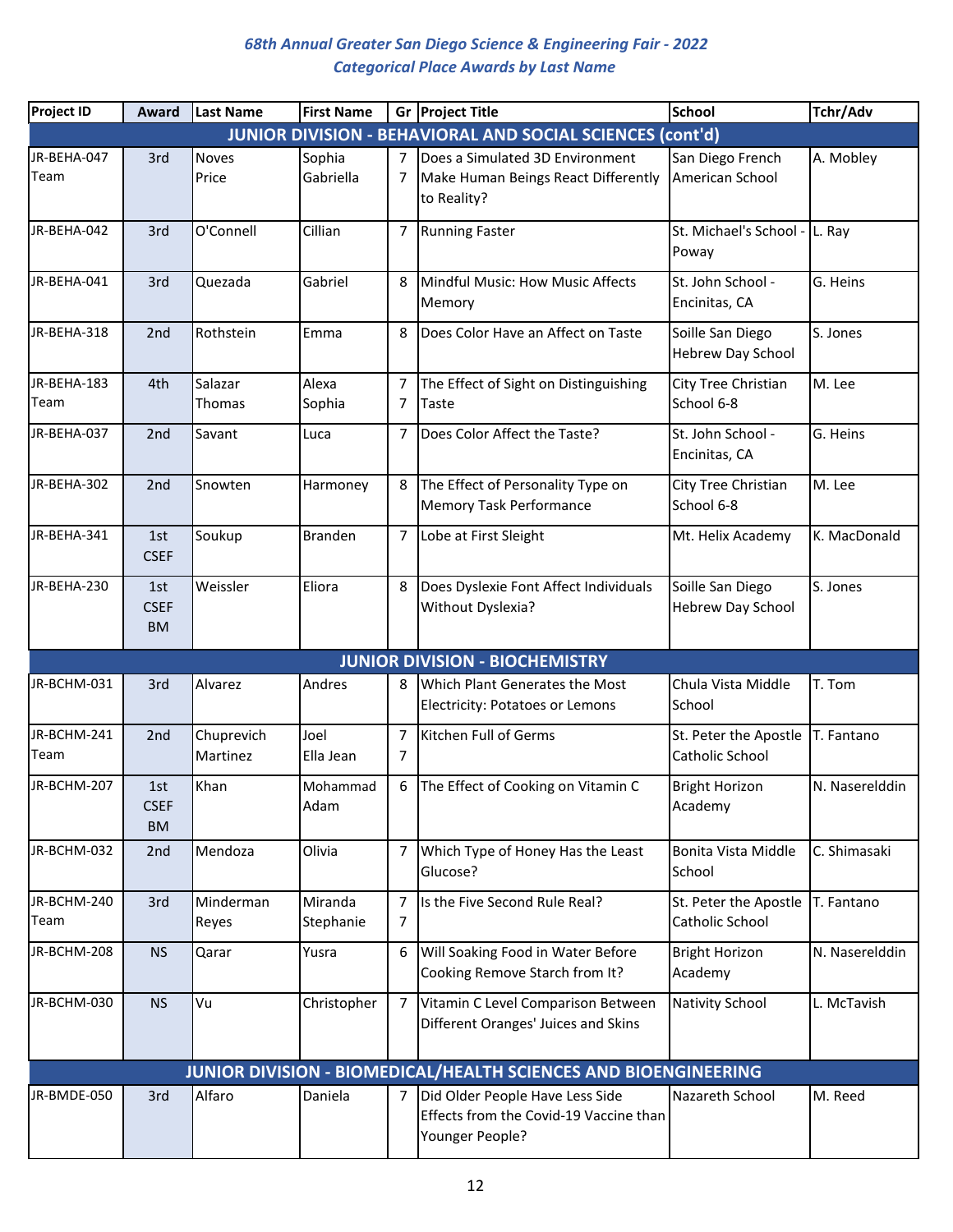*68th Annual Greater San Diego Science & Engineering Fair - 2022*
*Categorical Place Awards by Last Name*

| Project ID | Award | Last Name | First Name | Gr | Project Title | School | Tchr/Adv |
|---|---|---|---|---|---|---|---|
| **JUNIOR DIVISION - BEHAVIORAL AND SOCIAL SCIENCES (cont'd)** | | | | | | | |
| JR-BEHA-047 Team | 3rd | Noves Price | Sophia Gabriella | 7 7 | Does a Simulated 3D Environment Make Human Beings React Differently to Reality? | San Diego French American School | A. Mobley |
| JR-BEHA-042 | 3rd | O'Connell | Cillian | 7 | Running Faster | St. Michael's School - Poway | L. Ray |
| JR-BEHA-041 | 3rd | Quezada | Gabriel | 8 | Mindful Music: How Music Affects Memory | St. John School - Encinitas, CA | G. Heins |
| JR-BEHA-318 | 2nd | Rothstein | Emma | 8 | Does Color Have an Affect on Taste | Soille San Diego Hebrew Day School | S. Jones |
| JR-BEHA-183 Team | 4th | Salazar Thomas | Alexa Sophia | 7 7 | The Effect of Sight on Distinguishing Taste | City Tree Christian School 6-8 | M. Lee |
| JR-BEHA-037 | 2nd | Savant | Luca | 7 | Does Color Affect the Taste? | St. John School - Encinitas, CA | G. Heins |
| JR-BEHA-302 | 2nd | Snowten | Harmoney | 8 | The Effect of Personality Type on Memory Task Performance | City Tree Christian School 6-8 | M. Lee |
| JR-BEHA-341 | 1st CSEF | Soukup | Branden | 7 | Lobe at First Sleight | Mt. Helix Academy | K. MacDonald |
| JR-BEHA-230 | 1st CSEF BM | Weissler | Eliora | 8 | Does Dyslexie Font Affect Individuals Without Dyslexia? | Soille San Diego Hebrew Day School | S. Jones |
| **JUNIOR DIVISION - BIOCHEMISTRY** | | | | | | | |
| JR-BCHM-031 | 3rd | Alvarez | Andres | 8 | Which Plant Generates the Most Electricity: Potatoes or Lemons | Chula Vista Middle School | T. Tom |
| JR-BCHM-241 Team | 2nd | Chuprevich Martinez | Joel Ella Jean | 7 7 | Kitchen Full of Germs | St. Peter the Apostle Catholic School | T. Fantano |
| JR-BCHM-207 | 1st CSEF BM | Khan | Mohammad Adam | 6 | The Effect of Cooking on Vitamin C | Bright Horizon Academy | N. Naserelddin |
| JR-BCHM-032 | 2nd | Mendoza | Olivia | 7 | Which Type of Honey Has the Least Glucose? | Bonita Vista Middle School | C. Shimasaki |
| JR-BCHM-240 Team | 3rd | Minderman Reyes | Miranda Stephanie | 7 7 | Is the Five Second Rule Real? | St. Peter the Apostle Catholic School | T. Fantano |
| JR-BCHM-208 | NS | Qarar | Yusra | 6 | Will Soaking Food in Water Before Cooking Remove Starch from It? | Bright Horizon Academy | N. Naserelddin |
| JR-BCHM-030 | NS | Vu | Christopher | 7 | Vitamin C Level Comparison Between Different Oranges' Juices and Skins | Nativity School | L. McTavish |
| **JUNIOR DIVISION - BIOMEDICAL/HEALTH SCIENCES AND BIOENGINEERING** | | | | | | | |
| JR-BMDE-050 | 3rd | Alfaro | Daniela | 7 | Did Older People Have Less Side Effects from the Covid-19 Vaccine than Younger People? | Nazareth School | M. Reed |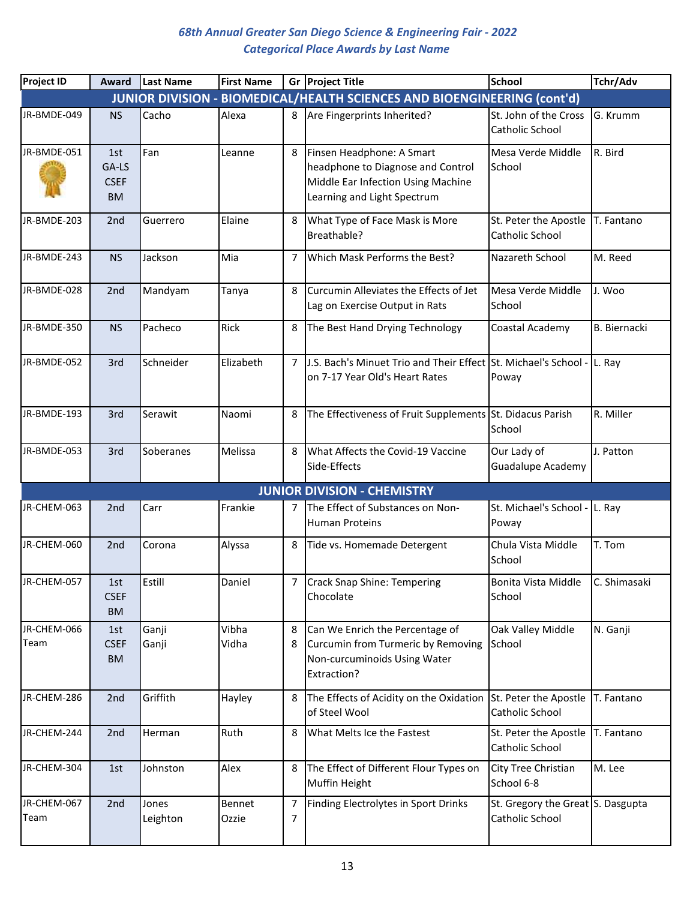*68th Annual Greater San Diego Science & Engineering Fair - 2022*
*Categorical Place Awards by Last Name*

| Project ID | Award | Last Name | First Name | Gr | Project Title | School | Tchr/Adv |
|---|---|---|---|---|---|---|---|
| **JUNIOR DIVISION - BIOMEDICAL/HEALTH SCIENCES AND BIOENGINEERING (cont'd)** | | | | | | | |
| JR-BMDE-049 | NS | Cacho | Alexa | 8 | Are Fingerprints Inherited? | St. John of the Cross Catholic School | G. Krumm |
| JR-BMDE-051 | 1st GA-LS CSEF BM | Fan | Leanne | 8 | Finsen Headphone: A Smart headphone to Diagnose and Control Middle Ear Infection Using Machine Learning and Light Spectrum | Mesa Verde Middle School | R. Bird |
| JR-BMDE-203 | 2nd | Guerrero | Elaine | 8 | What Type of Face Mask is More Breathable? | St. Peter the Apostle Catholic School | T. Fantano |
| JR-BMDE-243 | NS | Jackson | Mia | 7 | Which Mask Performs the Best? | Nazareth School | M. Reed |
| JR-BMDE-028 | 2nd | Mandyam | Tanya | 8 | Curcumin Alleviates the Effects of Jet Lag on Exercise Output in Rats | Mesa Verde Middle School | J. Woo |
| JR-BMDE-350 | NS | Pacheco | Rick | 8 | The Best Hand Drying Technology | Coastal Academy | B. Biernacki |
| JR-BMDE-052 | 3rd | Schneider | Elizabeth | 7 | J.S. Bach's Minuet Trio and Their Effect on 7-17 Year Old's Heart Rates | St. Michael's School - Poway | L. Ray |
| JR-BMDE-193 | 3rd | Serawit | Naomi | 8 | The Effectiveness of Fruit Supplements | St. Didacus Parish School | R. Miller |
| JR-BMDE-053 | 3rd | Soberanes | Melissa | 8 | What Affects the Covid-19 Vaccine Side-Effects | Our Lady of Guadalupe Academy | J. Patton |
| **JUNIOR DIVISION - CHEMISTRY** | | | | | | | |
| JR-CHEM-063 | 2nd | Carr | Frankie | 7 | The Effect of Substances on Non-Human Proteins | St. Michael's School - Poway | L. Ray |
| JR-CHEM-060 | 2nd | Corona | Alyssa | 8 | Tide vs. Homemade Detergent | Chula Vista Middle School | T. Tom |
| JR-CHEM-057 | 1st CSEF BM | Estill | Daniel | 7 | Crack Snap Shine: Tempering Chocolate | Bonita Vista Middle School | C. Shimasaki |
| JR-CHEM-066 Team | 1st CSEF BM | Ganji<br>Ganji | Vibha<br>Vidha | 8<br>8 | Can We Enrich the Percentage of Curcumin from Turmeric by Removing Non-curcuminoids Using Water Extraction? | Oak Valley Middle School | N. Ganji |
| JR-CHEM-286 | 2nd | Griffith | Hayley | 8 | The Effects of Acidity on the Oxidation of Steel Wool | St. Peter the Apostle Catholic School | T. Fantano |
| JR-CHEM-244 | 2nd | Herman | Ruth | 8 | What Melts Ice the Fastest | St. Peter the Apostle Catholic School | T. Fantano |
| JR-CHEM-304 | 1st | Johnston | Alex | 8 | The Effect of Different Flour Types on Muffin Height | City Tree Christian School 6-8 | M. Lee |
| JR-CHEM-067 Team | 2nd | Jones<br>Leighton | Bennet<br>Ozzie | 7<br>7 | Finding Electrolytes in Sport Drinks | St. Gregory the Great Catholic School | S. Dasgupta |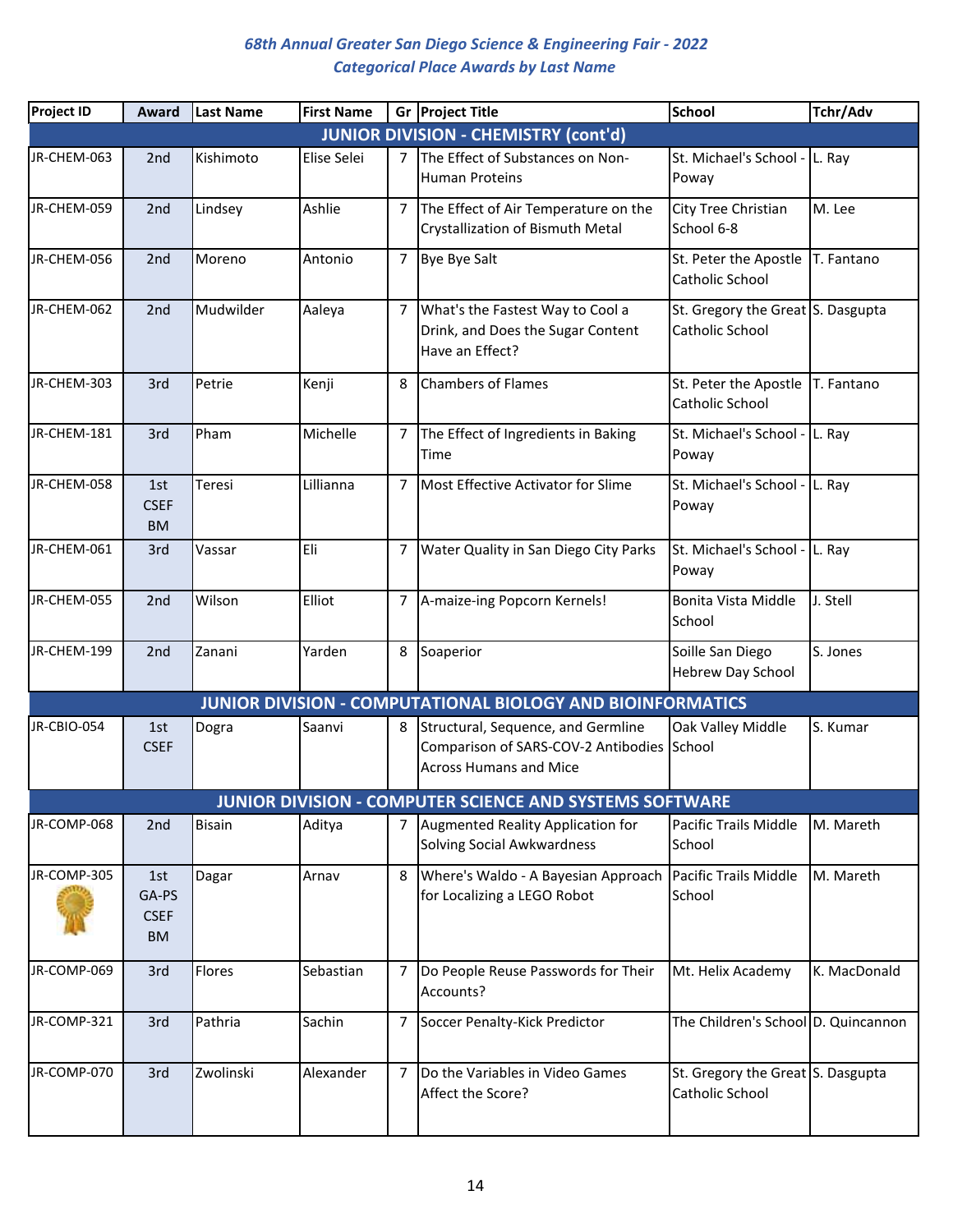## 68th Annual Greater San Diego Science & Engineering Fair - 2022
### Categorical Place Awards by Last Name

| Project ID | Award | Last Name | First Name | Gr | Project Title | School | Tchr/Adv |
|---|---|---|---|---|---|---|---|
| **JUNIOR DIVISION - CHEMISTRY (cont'd)** | | | | | | | |
| JR-CHEM-063 | 2nd | Kishimoto | Elise Selei | 7 | The Effect of Substances on Non-Human Proteins | St. Michael's School - Poway | L. Ray |
| JR-CHEM-059 | 2nd | Lindsey | Ashlie | 7 | The Effect of Air Temperature on the Crystallization of Bismuth Metal | City Tree Christian School 6-8 | M. Lee |
| JR-CHEM-056 | 2nd | Moreno | Antonio | 7 | Bye Bye Salt | St. Peter the Apostle Catholic School | T. Fantano |
| JR-CHEM-062 | 2nd | Mudwilder | Aaleya | 7 | What's the Fastest Way to Cool a Drink, and Does the Sugar Content Have an Effect? | St. Gregory the Great Catholic School | S. Dasgupta |
| JR-CHEM-303 | 3rd | Petrie | Kenji | 8 | Chambers of Flames | St. Peter the Apostle Catholic School | T. Fantano |
| JR-CHEM-181 | 3rd | Pham | Michelle | 7 | The Effect of Ingredients in Baking Time | St. Michael's School - Poway | L. Ray |
| JR-CHEM-058 | 1st CSEF BM | Teresi | Lillianna | 7 | Most Effective Activator for Slime | St. Michael's School - Poway | L. Ray |
| JR-CHEM-061 | 3rd | Vassar | Eli | 7 | Water Quality in San Diego City Parks | St. Michael's School - Poway | L. Ray |
| JR-CHEM-055 | 2nd | Wilson | Elliot | 7 | A-maize-ing Popcorn Kernels! | Bonita Vista Middle School | J. Stell |
| JR-CHEM-199 | 2nd | Zanani | Yarden | 8 | Soaperior | Soille San Diego Hebrew Day School | S. Jones |
| **JUNIOR DIVISION - COMPUTATIONAL BIOLOGY AND BIOINFORMATICS** | | | | | | | |
| JR-CBIO-054 | 1st CSEF | Dogra | Saanvi | 8 | Structural, Sequence, and Germline Comparison of SARS-COV-2 Antibodies Across Humans and Mice | Oak Valley Middle School | S. Kumar |
| **JUNIOR DIVISION - COMPUTER SCIENCE AND SYSTEMS SOFTWARE** | | | | | | | |
| JR-COMP-068 | 2nd | Bisain | Aditya | 7 | Augmented Reality Application for Solving Social Awkwardness | Pacific Trails Middle School | M. Mareth |
| JR-COMP-305 | 1st GA-PS CSEF BM | Dagar | Arnav | 8 | Where's Waldo - A Bayesian Approach for Localizing a LEGO Robot | Pacific Trails Middle School | M. Mareth |
| JR-COMP-069 | 3rd | Flores | Sebastian | 7 | Do People Reuse Passwords for Their Accounts? | Mt. Helix Academy | K. MacDonald |
| JR-COMP-321 | 3rd | Pathria | Sachin | 7 | Soccer Penalty-Kick Predictor | The Children's School | D. Quincannon |
| JR-COMP-070 | 3rd | Zwolinski | Alexander | 7 | Do the Variables in Video Games Affect the Score? | St. Gregory the Great Catholic School | S. Dasgupta |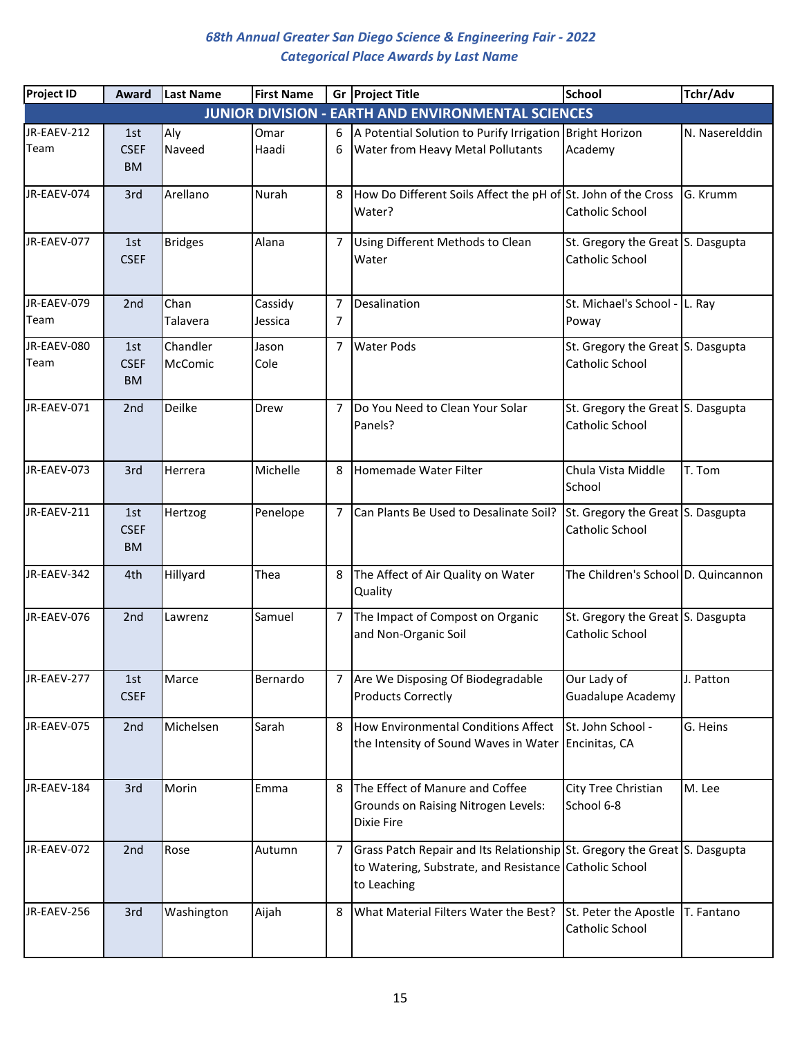# 68th Annual Greater San Diego Science & Engineering Fair - 2022

## Categorical Place Awards by Last Name

| Project ID | Award | Last Name | First Name | Gr | Project Title | School | Tchr/Adv |
|---|---|---|---|---|---|---|---|
| **JUNIOR DIVISION - EARTH AND ENVIRONMENTAL SCIENCES** | | | | | | | |
| JR-EAEV-212 Team | 1st CSEF BM | Aly Naveed | Omar Haadi | 6 6 | A Potential Solution to Purify Irrigation Water from Heavy Metal Pollutants | Bright Horizon Academy | N. Naserelddin |
| JR-EAEV-074 | 3rd | Arellano | Nurah | 8 | How Do Different Soils Affect the pH of Water? | St. John of the Cross Catholic School | G. Krumm |
| JR-EAEV-077 | 1st CSEF | Bridges | Alana | 7 | Using Different Methods to Clean Water | St. Gregory the Great Catholic School | S. Dasgupta |
| JR-EAEV-079 Team | 2nd | Chan Talavera | Cassidy Jessica | 7 7 | Desalination | St. Michael's School - Poway | L. Ray |
| JR-EAEV-080 Team | 1st CSEF BM | Chandler McComic | Jason Cole | 7 | Water Pods | St. Gregory the Great Catholic School | S. Dasgupta |
| JR-EAEV-071 | 2nd | Deilke | Drew | 7 | Do You Need to Clean Your Solar Panels? | St. Gregory the Great Catholic School | S. Dasgupta |
| JR-EAEV-073 | 3rd | Herrera | Michelle | 8 | Homemade Water Filter | Chula Vista Middle School | T. Tom |
| JR-EAEV-211 | 1st CSEF BM | Hertzog | Penelope | 7 | Can Plants Be Used to Desalinate Soil? | St. Gregory the Great Catholic School | S. Dasgupta |
| JR-EAEV-342 | 4th | Hillyard | Thea | 8 | The Affect of Air Quality on Water Quality | The Children's School | D. Quincannon |
| JR-EAEV-076 | 2nd | Lawrenz | Samuel | 7 | The Impact of Compost on Organic and Non-Organic Soil | St. Gregory the Great Catholic School | S. Dasgupta |
| JR-EAEV-277 | 1st CSEF | Marce | Bernardo | 7 | Are We Disposing Of Biodegradable Products Correctly | Our Lady of Guadalupe Academy | J. Patton |
| JR-EAEV-075 | 2nd | Michelsen | Sarah | 8 | How Environmental Conditions Affect the Intensity of Sound Waves in Water | St. John School - Encinitas, CA | G. Heins |
| JR-EAEV-184 | 3rd | Morin | Emma | 8 | The Effect of Manure and Coffee Grounds on Raising Nitrogen Levels: Dixie Fire | City Tree Christian School 6-8 | M. Lee |
| JR-EAEV-072 | 2nd | Rose | Autumn | 7 | Grass Patch Repair and Its Relationship to Watering, Substrate, and Resistance to Leaching | St. Gregory the Great Catholic School | S. Dasgupta |
| JR-EAEV-256 | 3rd | Washington | Aijah | 8 | What Material Filters Water the Best? | St. Peter the Apostle Catholic School | T. Fantano |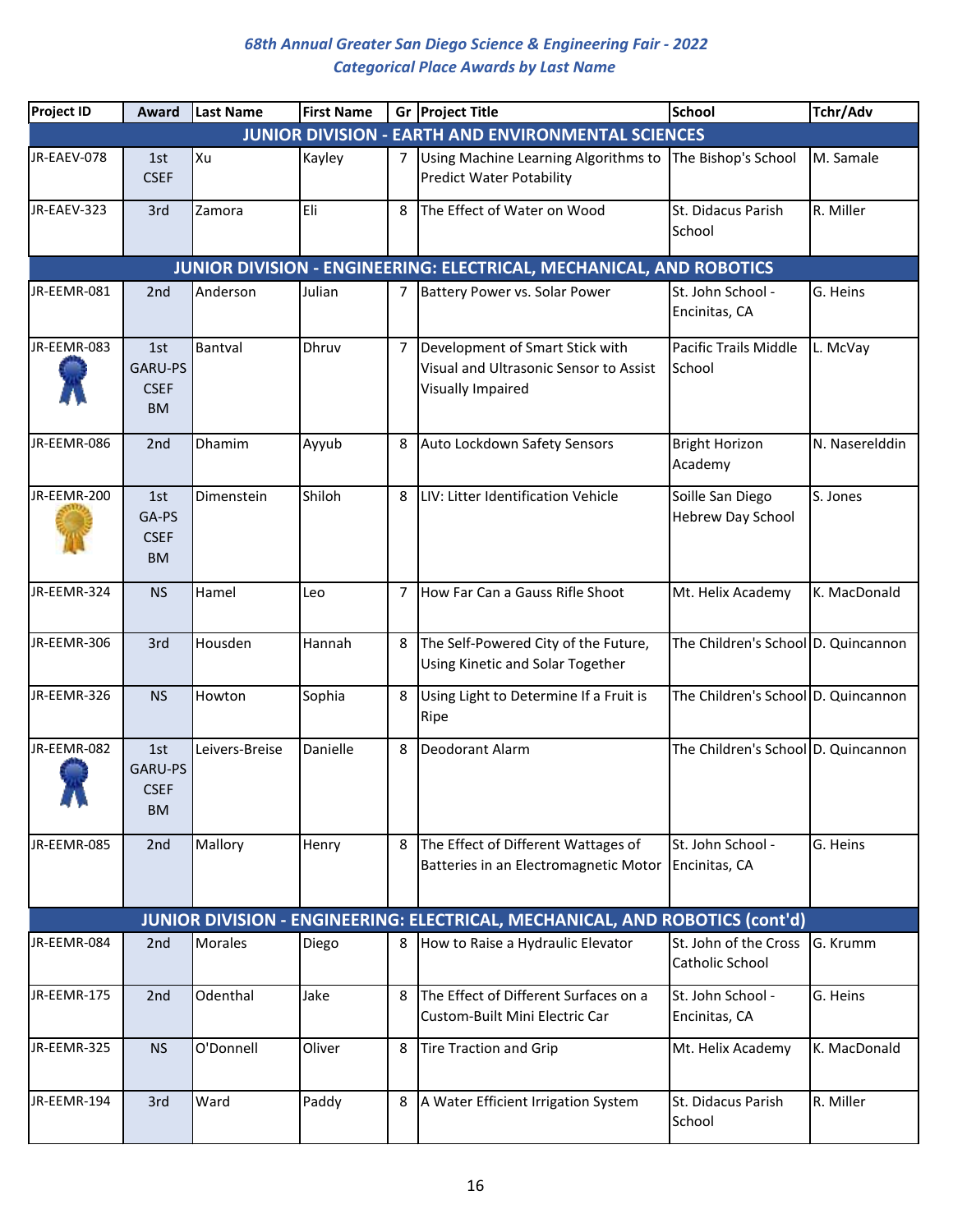# 68th Annual Greater San Diego Science & Engineering Fair - 2022
## Categorical Place Awards by Last Name

| Project ID | Award | Last Name | First Name | Gr | Project Title | School | Tchr/Adv |
|---|---|---|---|---|---|---|---|
| **JUNIOR DIVISION - EARTH AND ENVIRONMENTAL SCIENCES** | | | | | | | |
| JR-EAEV-078 | 1st CSEF | Xu | Kayley | 7 | Using Machine Learning Algorithms to Predict Water Potability | The Bishop's School | M. Samale |
| JR-EAEV-323 | 3rd | Zamora | Eli | 8 | The Effect of Water on Wood | St. Didacus Parish School | R. Miller |
| **JUNIOR DIVISION - ENGINEERING: ELECTRICAL, MECHANICAL, AND ROBOTICS** | | | | | | | |
| JR-EEMR-081 | 2nd | Anderson | Julian | 7 | Battery Power vs. Solar Power | St. John School - Encinitas, CA | G. Heins |
| JR-EEMR-083 | 1st GARU-PS CSEF BM | Bantval | Dhruv | 7 | Development of Smart Stick with Visual and Ultrasonic Sensor to Assist Visually Impaired | Pacific Trails Middle School | L. McVay |
| JR-EEMR-086 | 2nd | Dhamim | Ayyub | 8 | Auto Lockdown Safety Sensors | Bright Horizon Academy | N. Naserelddin |
| JR-EEMR-200 | 1st GA-PS CSEF BM | Dimenstein | Shiloh | 8 | LIV: Litter Identification Vehicle | Soille San Diego Hebrew Day School | S. Jones |
| JR-EEMR-324 | NS | Hamel | Leo | 7 | How Far Can a Gauss Rifle Shoot | Mt. Helix Academy | K. MacDonald |
| JR-EEMR-306 | 3rd | Housden | Hannah | 8 | The Self-Powered City of the Future, Using Kinetic and Solar Together | The Children's School | D. Quincannon |
| JR-EEMR-326 | NS | Howton | Sophia | 8 | Using Light to Determine If a Fruit is Ripe | The Children's School | D. Quincannon |
| JR-EEMR-082 | 1st GARU-PS CSEF BM | Leivers-Breise | Danielle | 8 | Deodorant Alarm | The Children's School | D. Quincannon |
| JR-EEMR-085 | 2nd | Mallory | Henry | 8 | The Effect of Different Wattages of Batteries in an Electromagnetic Motor | St. John School - Encinitas, CA | G. Heins |
| **JUNIOR DIVISION - ENGINEERING: ELECTRICAL, MECHANICAL, AND ROBOTICS (cont'd)** | | | | | | | |
| JR-EEMR-084 | 2nd | Morales | Diego | 8 | How to Raise a Hydraulic Elevator | St. John of the Cross Catholic School | G. Krumm |
| JR-EEMR-175 | 2nd | Odenthal | Jake | 8 | The Effect of Different Surfaces on a Custom-Built Mini Electric Car | St. John School - Encinitas, CA | G. Heins |
| JR-EEMR-325 | NS | O'Donnell | Oliver | 8 | Tire Traction and Grip | Mt. Helix Academy | K. MacDonald |
| JR-EEMR-194 | 3rd | Ward | Paddy | 8 | A Water Efficient Irrigation System | St. Didacus Parish School | R. Miller |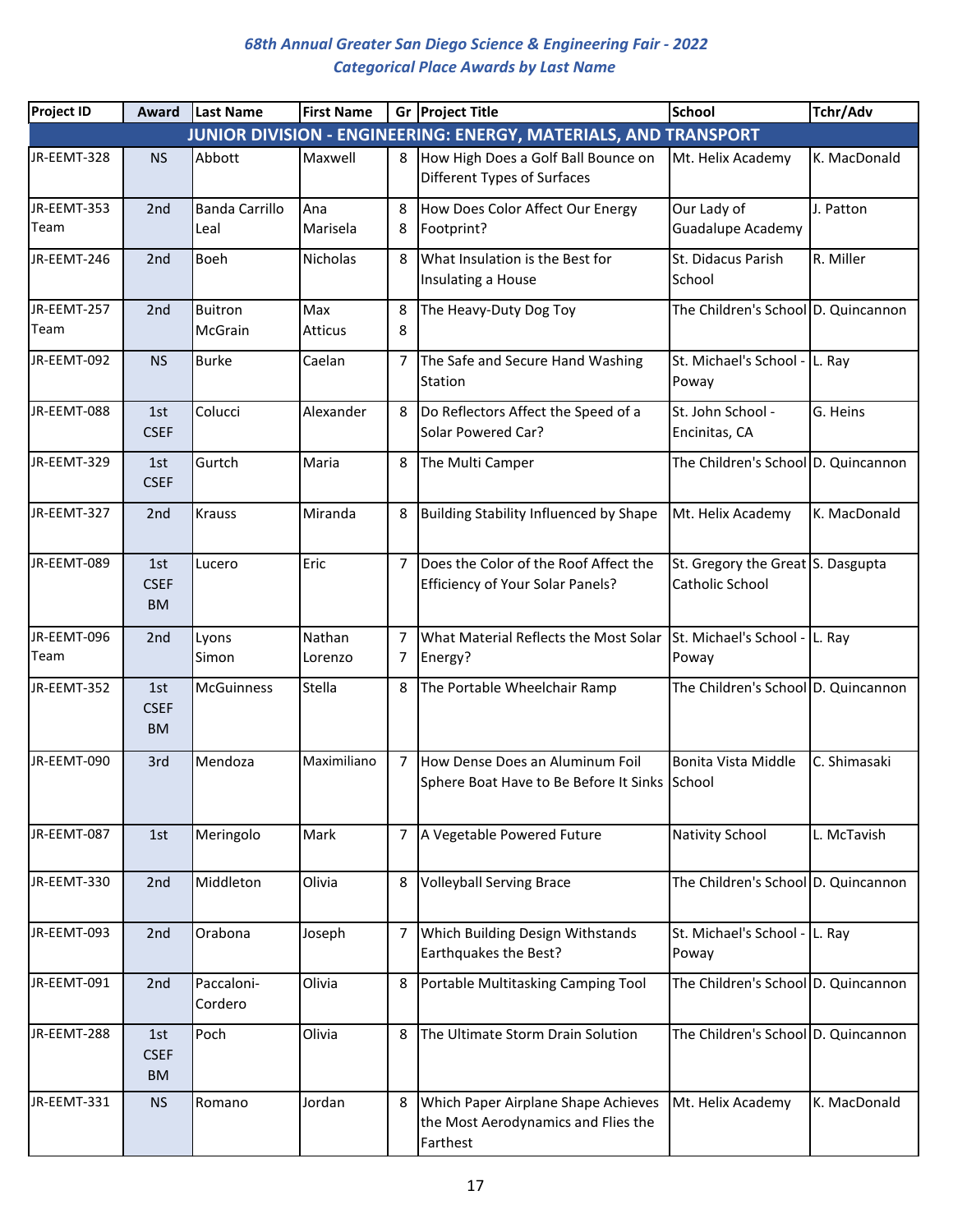## 68th Annual Greater San Diego Science & Engineering Fair - 2022
## Categorical Place Awards by Last Name

| Project ID | Award | Last Name | First Name | Gr | Project Title | School | Tchr/Adv |
|---|---|---|---|---|---|---|---|
| **JUNIOR DIVISION - ENGINEERING: ENERGY, MATERIALS, AND TRANSPORT** | | | | | | | |
| JR-EEMT-328 | NS | Abbott | Maxwell | 8 | How High Does a Golf Ball Bounce on Different Types of Surfaces | Mt. Helix Academy | K. MacDonald |
| JR-EEMT-353 Team | 2nd | Banda Carrillo Leal | Ana Marisela | 8 8 | How Does Color Affect Our Energy Footprint? | Our Lady of Guadalupe Academy | J. Patton |
| JR-EEMT-246 | 2nd | Boeh | Nicholas | 8 | What Insulation is the Best for Insulating a House | St. Didacus Parish School | R. Miller |
| JR-EEMT-257 Team | 2nd | Buitron McGrain | Max Atticus | 8 8 | The Heavy-Duty Dog Toy | The Children's School | D. Quincannon |
| JR-EEMT-092 | NS | Burke | Caelan | 7 | The Safe and Secure Hand Washing Station | St. Michael's School - Poway | L. Ray |
| JR-EEMT-088 | 1st CSEF | Colucci | Alexander | 8 | Do Reflectors Affect the Speed of a Solar Powered Car? | St. John School - Encinitas, CA | G. Heins |
| JR-EEMT-329 | 1st CSEF | Gurtch | Maria | 8 | The Multi Camper | The Children's School | D. Quincannon |
| JR-EEMT-327 | 2nd | Krauss | Miranda | 8 | Building Stability Influenced by Shape | Mt. Helix Academy | K. MacDonald |
| JR-EEMT-089 | 1st CSEF BM | Lucero | Eric | 7 | Does the Color of the Roof Affect the Efficiency of Your Solar Panels? | St. Gregory the Great Catholic School | S. Dasgupta |
| JR-EEMT-096 Team | 2nd | Lyons Simon | Nathan Lorenzo | 7 7 | What Material Reflects the Most Solar Energy? | St. Michael's School - Poway | L. Ray |
| JR-EEMT-352 | 1st CSEF BM | McGuinness | Stella | 8 | The Portable Wheelchair Ramp | The Children's School | D. Quincannon |
| JR-EEMT-090 | 3rd | Mendoza | Maximiliano | 7 | How Dense Does an Aluminum Foil Sphere Boat Have to Be Before It Sinks | Bonita Vista Middle School | C. Shimasaki |
| JR-EEMT-087 | 1st | Meringolo | Mark | 7 | A Vegetable Powered Future | Nativity School | L. McTavish |
| JR-EEMT-330 | 2nd | Middleton | Olivia | 8 | Volleyball Serving Brace | The Children's School | D. Quincannon |
| JR-EEMT-093 | 2nd | Orabona | Joseph | 7 | Which Building Design Withstands Earthquakes the Best? | St. Michael's School - Poway | L. Ray |
| JR-EEMT-091 | 2nd | Paccaloni-Cordero | Olivia | 8 | Portable Multitasking Camping Tool | The Children's School | D. Quincannon |
| JR-EEMT-288 | 1st CSEF BM | Poch | Olivia | 8 | The Ultimate Storm Drain Solution | The Children's School | D. Quincannon |
| JR-EEMT-331 | NS | Romano | Jordan | 8 | Which Paper Airplane Shape Achieves the Most Aerodynamics and Flies the Farthest | Mt. Helix Academy | K. MacDonald |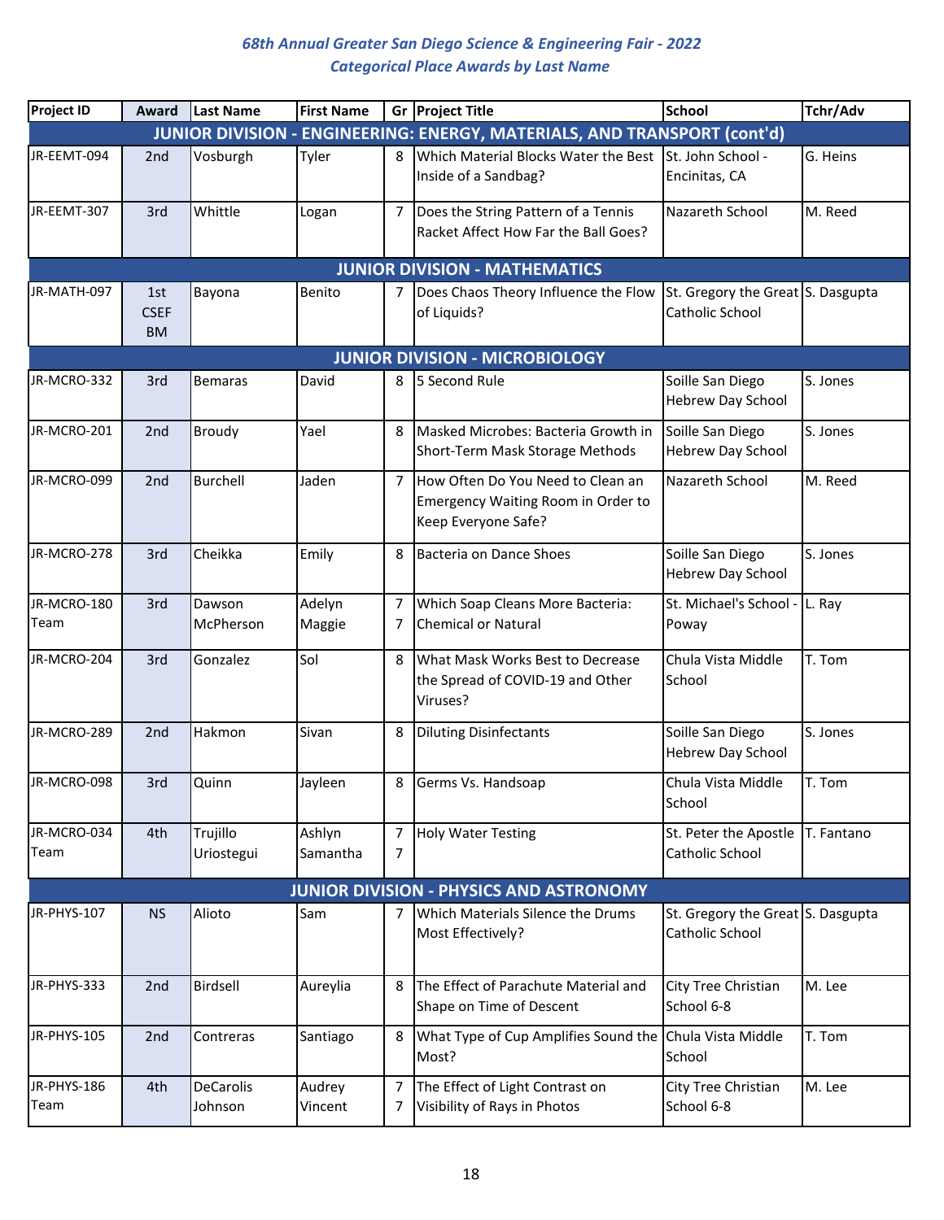## 68th Annual Greater San Diego Science & Engineering Fair - 2022
## Categorical Place Awards by Last Name

| Project ID | Award | Last Name | First Name | Gr | Project Title | School | Tchr/Adv |
|---|---|---|---|---|---|---|---|
| **JUNIOR DIVISION - ENGINEERING: ENERGY, MATERIALS, AND TRANSPORT (cont'd)** | | | | | | | |
| JR-EEMT-094 | 2nd | Vosburgh | Tyler | 8 | Which Material Blocks Water the Best Inside of a Sandbag? | St. John School - Encinitas, CA | G. Heins |
| JR-EEMT-307 | 3rd | Whittle | Logan | 7 | Does the String Pattern of a Tennis Racket Affect How Far the Ball Goes? | Nazareth School | M. Reed |
| **JUNIOR DIVISION - MATHEMATICS** | | | | | | | |
| JR-MATH-097 | 1st CSEF BM | Bayona | Benito | 7 | Does Chaos Theory Influence the Flow of Liquids? | St. Gregory the Great Catholic School | S. Dasgupta |
| **JUNIOR DIVISION - MICROBIOLOGY** | | | | | | | |
| JR-MCRO-332 | 3rd | Bemaras | David | 8 | 5 Second Rule | Soille San Diego Hebrew Day School | S. Jones |
| JR-MCRO-201 | 2nd | Broudy | Yael | 8 | Masked Microbes: Bacteria Growth in Short-Term Mask Storage Methods | Soille San Diego Hebrew Day School | S. Jones |
| JR-MCRO-099 | 2nd | Burchell | Jaden | 7 | How Often Do You Need to Clean an Emergency Waiting Room in Order to Keep Everyone Safe? | Nazareth School | M. Reed |
| JR-MCRO-278 | 3rd | Cheikka | Emily | 8 | Bacteria on Dance Shoes | Soille San Diego Hebrew Day School | S. Jones |
| JR-MCRO-180 Team | 3rd | Dawson McPherson | Adelyn Maggie | 7 7 | Which Soap Cleans More Bacteria: Chemical or Natural | St. Michael's School - Poway | L. Ray |
| JR-MCRO-204 | 3rd | Gonzalez | Sol | 8 | What Mask Works Best to Decrease the Spread of COVID-19 and Other Viruses? | Chula Vista Middle School | T. Tom |
| JR-MCRO-289 | 2nd | Hakmon | Sivan | 8 | Diluting Disinfectants | Soille San Diego Hebrew Day School | S. Jones |
| JR-MCRO-098 | 3rd | Quinn | Jayleen | 8 | Germs Vs. Handsoap | Chula Vista Middle School | T. Tom |
| JR-MCRO-034 Team | 4th | Trujillo Uriostegui | Ashlyn Samantha | 7 7 | Holy Water Testing | St. Peter the Apostle Catholic School | T. Fantano |
| **JUNIOR DIVISION - PHYSICS AND ASTRONOMY** | | | | | | | |
| JR-PHYS-107 | NS | Alioto | Sam | 7 | Which Materials Silence the Drums Most Effectively? | St. Gregory the Great Catholic School | S. Dasgupta |
| JR-PHYS-333 | 2nd | Birdsell | Aureylia | 8 | The Effect of Parachute Material and Shape on Time of Descent | City Tree Christian School 6-8 | M. Lee |
| JR-PHYS-105 | 2nd | Contreras | Santiago | 8 | What Type of Cup Amplifies Sound the Most? | Chula Vista Middle School | T. Tom |
| JR-PHYS-186 Team | 4th | DeCarolis Johnson | Audrey Vincent | 7 7 | The Effect of Light Contrast on Visibility of Rays in Photos | City Tree Christian School 6-8 | M. Lee |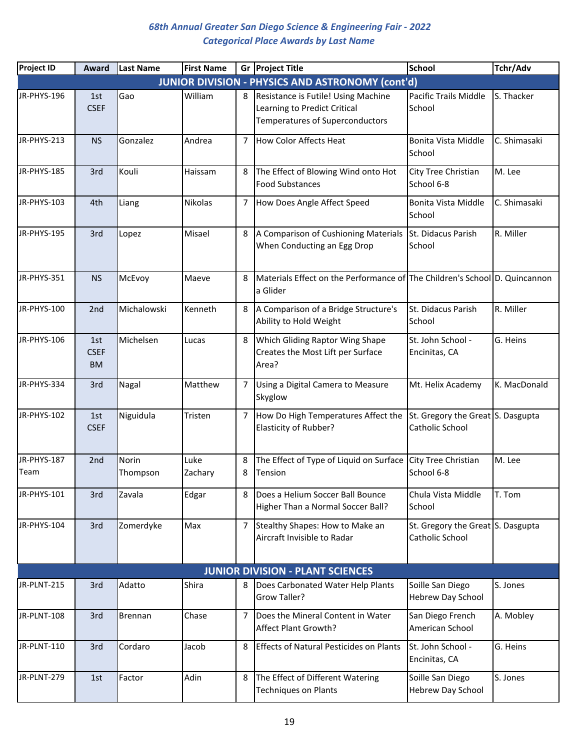# 68th Annual Greater San Diego Science & Engineering Fair - 2022
## Categorical Place Awards by Last Name

| Project ID | Award | Last Name | First Name | Gr | Project Title | School | Tchr/Adv |
|---|---|---|---|---|---|---|---|
| **JUNIOR DIVISION - PHYSICS AND ASTRONOMY (cont'd)** | | | | | | | |
| JR-PHYS-196 | 1st CSEF | Gao | William | 8 | Resistance is Futile! Using Machine Learning to Predict Critical Temperatures of Superconductors | Pacific Trails Middle School | S. Thacker |
| JR-PHYS-213 | NS | Gonzalez | Andrea | 7 | How Color Affects Heat | Bonita Vista Middle School | C. Shimasaki |
| JR-PHYS-185 | 3rd | Kouli | Haissam | 8 | The Effect of Blowing Wind onto Hot Food Substances | City Tree Christian School 6-8 | M. Lee |
| JR-PHYS-103 | 4th | Liang | Nikolas | 7 | How Does Angle Affect Speed | Bonita Vista Middle School | C. Shimasaki |
| JR-PHYS-195 | 3rd | Lopez | Misael | 8 | A Comparison of Cushioning Materials When Conducting an Egg Drop | St. Didacus Parish School | R. Miller |
| JR-PHYS-351 | NS | McEvoy | Maeve | 8 | Materials Effect on the Performance of a Glider | The Children's School | D. Quincannon |
| JR-PHYS-100 | 2nd | Michalowski | Kenneth | 8 | A Comparison of a Bridge Structure's Ability to Hold Weight | St. Didacus Parish School | R. Miller |
| JR-PHYS-106 | 1st CSEF BM | Michelsen | Lucas | 8 | Which Gliding Raptor Wing Shape Creates the Most Lift per Surface Area? | St. John School - Encinitas, CA | G. Heins |
| JR-PHYS-334 | 3rd | Nagal | Matthew | 7 | Using a Digital Camera to Measure Skyglow | Mt. Helix Academy | K. MacDonald |
| JR-PHYS-102 | 1st CSEF | Niguidula | Tristen | 7 | How Do High Temperatures Affect the Elasticity of Rubber? | St. Gregory the Great Catholic School | S. Dasgupta |
| JR-PHYS-187 Team | 2nd | Norin<br>Thompson | Luke<br>Zachary | 8<br>8 | The Effect of Type of Liquid on Surface Tension | City Tree Christian School 6-8 | M. Lee |
| JR-PHYS-101 | 3rd | Zavala | Edgar | 8 | Does a Helium Soccer Ball Bounce Higher Than a Normal Soccer Ball? | Chula Vista Middle School | T. Tom |
| JR-PHYS-104 | 3rd | Zomerdyke | Max | 7 | Stealthy Shapes: How to Make an Aircraft Invisible to Radar | St. Gregory the Great Catholic School | S. Dasgupta |
| **JUNIOR DIVISION - PLANT SCIENCES** | | | | | | | |
| JR-PLNT-215 | 3rd | Adatto | Shira | 8 | Does Carbonated Water Help Plants Grow Taller? | Soille San Diego Hebrew Day School | S. Jones |
| JR-PLNT-108 | 3rd | Brennan | Chase | 7 | Does the Mineral Content in Water Affect Plant Growth? | San Diego French American School | A. Mobley |
| JR-PLNT-110 | 3rd | Cordaro | Jacob | 8 | Effects of Natural Pesticides on Plants | St. John School - Encinitas, CA | G. Heins |
| JR-PLNT-279 | 1st | Factor | Adin | 8 | The Effect of Different Watering Techniques on Plants | Soille San Diego Hebrew Day School | S. Jones |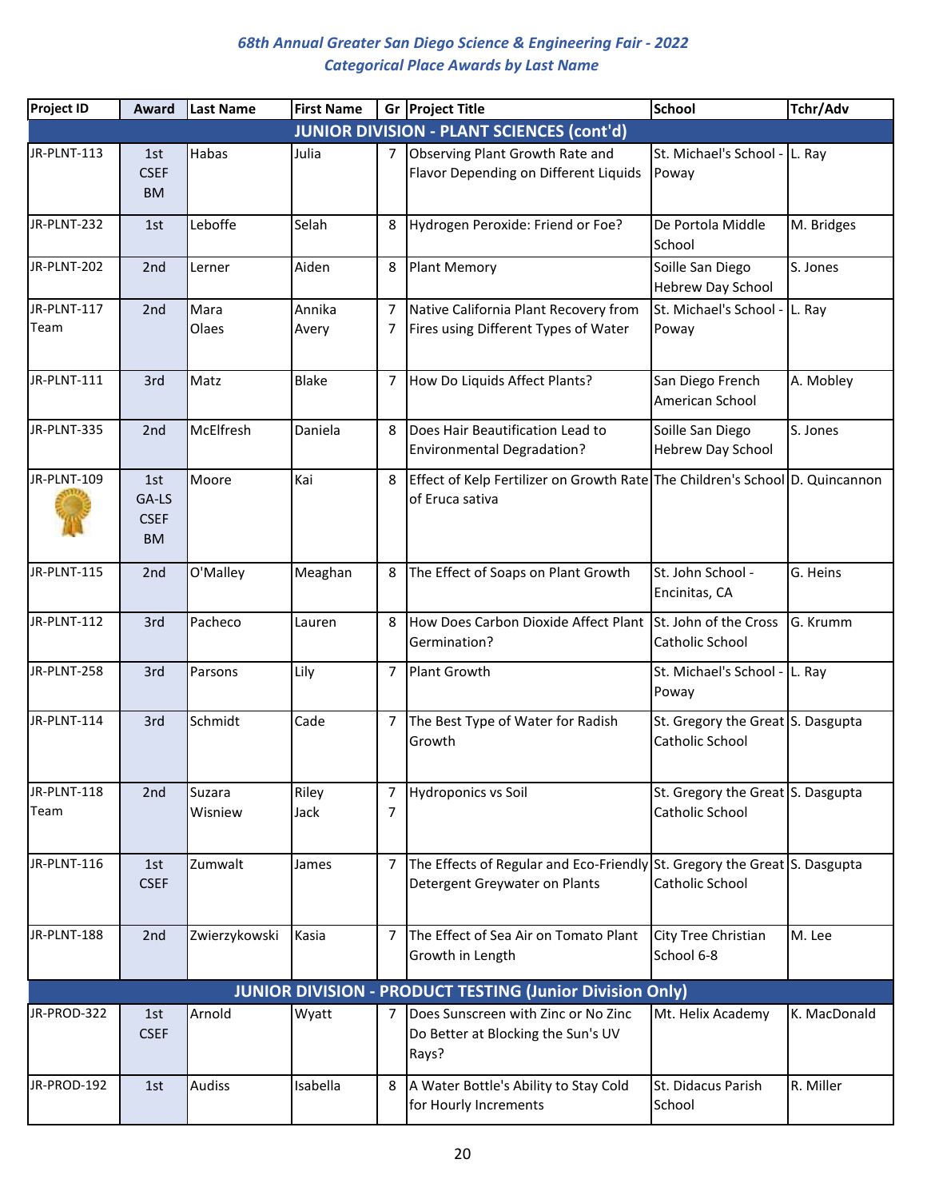*68th Annual Greater San Diego Science & Engineering Fair - 2022*
*Categorical Place Awards by Last Name*

| Project ID | Award | Last Name | First Name | Gr | Project Title | School | Tchr/Adv |
|---|---|---|---|---|---|---|---|
| **JUNIOR DIVISION - PLANT SCIENCES (cont'd)** | | | | | | | |
| JR-PLNT-113 | 1st CSEF BM | Habas | Julia | 7 | Observing Plant Growth Rate and Flavor Depending on Different Liquids | St. Michael's School - Poway | L. Ray |
| JR-PLNT-232 | 1st | Leboffe | Selah | 8 | Hydrogen Peroxide: Friend or Foe? | De Portola Middle School | M. Bridges |
| JR-PLNT-202 | 2nd | Lerner | Aiden | 8 | Plant Memory | Soille San Diego Hebrew Day School | S. Jones |
| JR-PLNT-117 Team | 2nd | Mara Olaes | Annika Avery | 7 7 | Native California Plant Recovery from Fires using Different Types of Water | St. Michael's School - Poway | L. Ray |
| JR-PLNT-111 | 3rd | Matz | Blake | 7 | How Do Liquids Affect Plants? | San Diego French American School | A. Mobley |
| JR-PLNT-335 | 2nd | McElfresh | Daniela | 8 | Does Hair Beautification Lead to Environmental Degradation? | Soille San Diego Hebrew Day School | S. Jones |
| JR-PLNT-109 | 1st GA-LS CSEF BM | Moore | Kai | 8 | Effect of Kelp Fertilizer on Growth Rate of Eruca sativa | The Children's School | D. Quincannon |
| JR-PLNT-115 | 2nd | O'Malley | Meaghan | 8 | The Effect of Soaps on Plant Growth | St. John School - Encinitas, CA | G. Heins |
| JR-PLNT-112 | 3rd | Pacheco | Lauren | 8 | How Does Carbon Dioxide Affect Plant Germination? | St. John of the Cross Catholic School | G. Krumm |
| JR-PLNT-258 | 3rd | Parsons | Lily | 7 | Plant Growth | St. Michael's School - Poway | L. Ray |
| JR-PLNT-114 | 3rd | Schmidt | Cade | 7 | The Best Type of Water for Radish Growth | St. Gregory the Great Catholic School | S. Dasgupta |
| JR-PLNT-118 Team | 2nd | Suzara Wisniew | Riley Jack | 7 7 | Hydroponics vs Soil | St. Gregory the Great Catholic School | S. Dasgupta |
| JR-PLNT-116 | 1st CSEF | Zumwalt | James | 7 | The Effects of Regular and Eco-Friendly Detergent Greywater on Plants | St. Gregory the Great Catholic School | S. Dasgupta |
| JR-PLNT-188 | 2nd | Zwierzykowski | Kasia | 7 | The Effect of Sea Air on Tomato Plant Growth in Length | City Tree Christian School 6-8 | M. Lee |
| **JUNIOR DIVISION - PRODUCT TESTING (Junior Division Only)** | | | | | | | |
| JR-PROD-322 | 1st CSEF | Arnold | Wyatt | 7 | Does Sunscreen with Zinc or No Zinc Do Better at Blocking the Sun's UV Rays? | Mt. Helix Academy | K. MacDonald |
| JR-PROD-192 | 1st | Audiss | Isabella | 8 | A Water Bottle's Ability to Stay Cold for Hourly Increments | St. Didacus Parish School | R. Miller |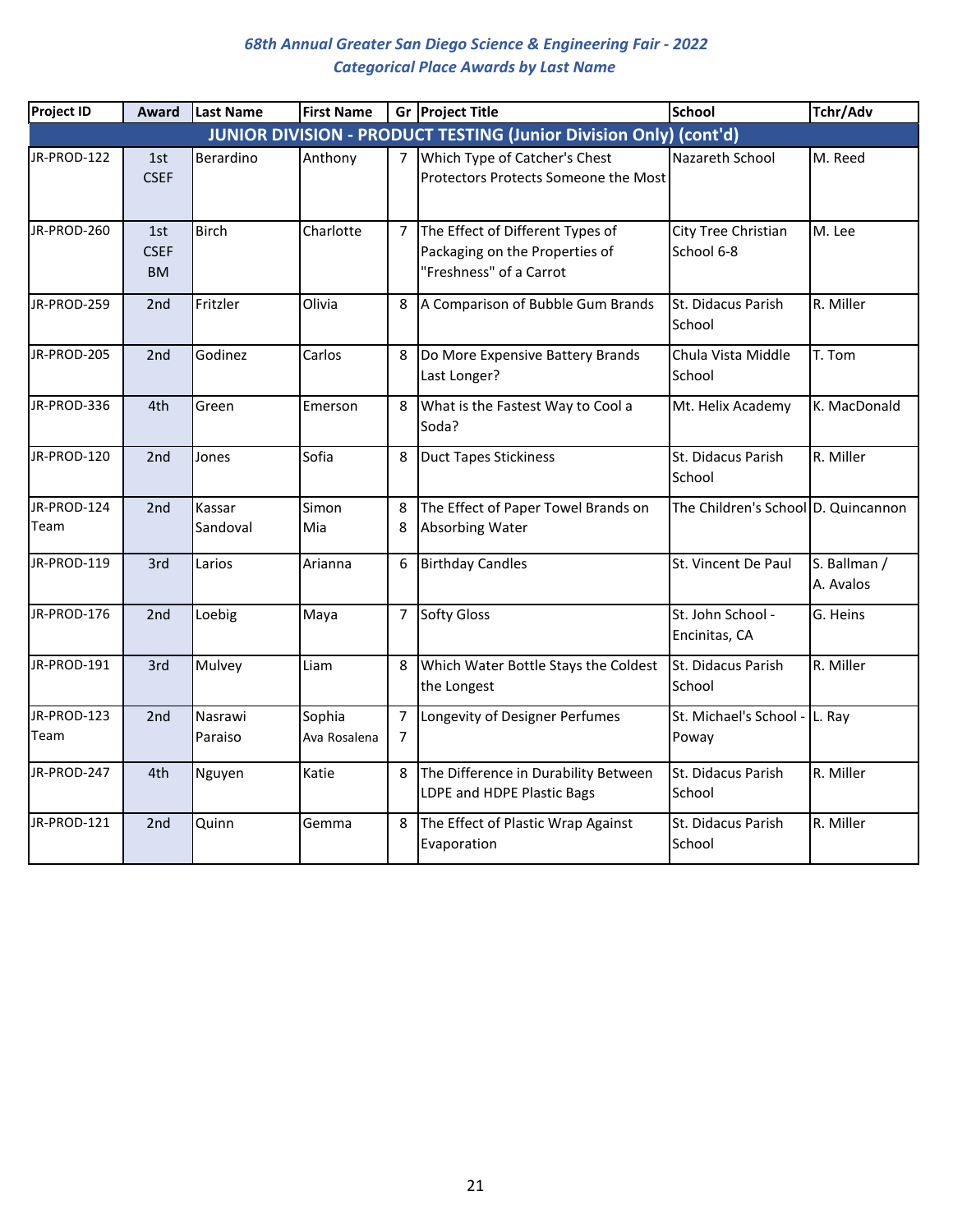*68th Annual Greater San Diego Science & Engineering Fair - 2022*
*Categorical Place Awards by Last Name*

| Project ID | Award | Last Name | First Name | Gr | Project Title | School | Tchr/Adv |
|---|---|---|---|---|---|---|---|
| **JUNIOR DIVISION - PRODUCT TESTING (Junior Division Only) (cont'd)** | | | | | | | |
| JR-PROD-122 | 1st CSEF | Berardino | Anthony | 7 | Which Type of Catcher's Chest Protectors Protects Someone the Most | Nazareth School | M. Reed |
| JR-PROD-260 | 1st CSEF BM | Birch | Charlotte | 7 | The Effect of Different Types of Packaging on the Properties of "Freshness" of a Carrot | City Tree Christian School 6-8 | M. Lee |
| JR-PROD-259 | 2nd | Fritzler | Olivia | 8 | A Comparison of Bubble Gum Brands | St. Didacus Parish School | R. Miller |
| JR-PROD-205 | 2nd | Godinez | Carlos | 8 | Do More Expensive Battery Brands Last Longer? | Chula Vista Middle School | T. Tom |
| JR-PROD-336 | 4th | Green | Emerson | 8 | What is the Fastest Way to Cool a Soda? | Mt. Helix Academy | K. MacDonald |
| JR-PROD-120 | 2nd | Jones | Sofia | 8 | Duct Tapes Stickiness | St. Didacus Parish School | R. Miller |
| JR-PROD-124 Team | 2nd | Kassar<br>Sandoval | Simon<br>Mia | 8<br>8 | The Effect of Paper Towel Brands on Absorbing Water | The Children's School | D. Quincannon |
| JR-PROD-119 | 3rd | Larios | Arianna | 6 | Birthday Candles | St. Vincent De Paul | S. Ballman / A. Avalos |
| JR-PROD-176 | 2nd | Loebig | Maya | 7 | Softy Gloss | St. John School - Encinitas, CA | G. Heins |
| JR-PROD-191 | 3rd | Mulvey | Liam | 8 | Which Water Bottle Stays the Coldest the Longest | St. Didacus Parish School | R. Miller |
| JR-PROD-123 Team | 2nd | Nasrawi<br>Paraiso | Sophia<br>Ava Rosalena | 7<br>7 | Longevity of Designer Perfumes | St. Michael's School - Poway | L. Ray |
| JR-PROD-247 | 4th | Nguyen | Katie | 8 | The Difference in Durability Between LDPE and HDPE Plastic Bags | St. Didacus Parish School | R. Miller |
| JR-PROD-121 | 2nd | Quinn | Gemma | 8 | The Effect of Plastic Wrap Against Evaporation | St. Didacus Parish School | R. Miller |